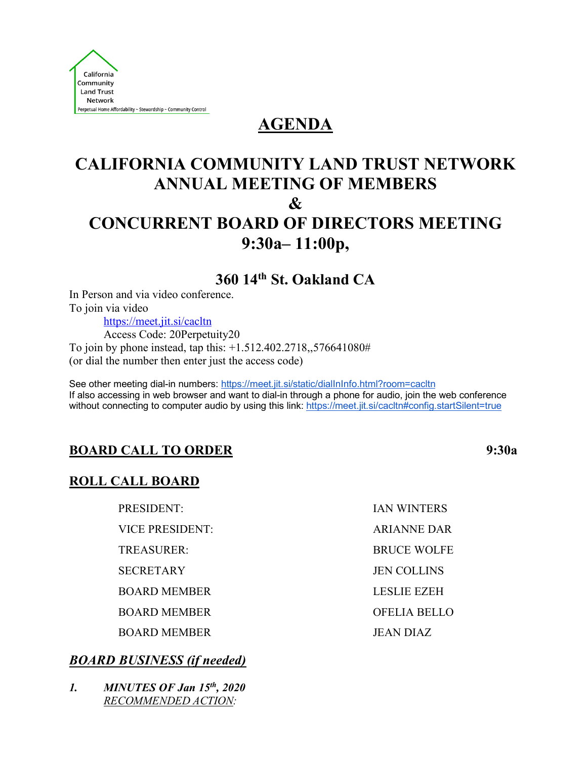California Community Land Trust Network
Perpetual Home Affordability ~ Stewardship ~ Community Control

# AGENDA

# CALIFORNIA COMMUNITY LAND TRUST NETWORK ANNUAL MEETING OF MEMBERS & CONCURRENT BOARD OF DIRECTORS MEETING 9:30a– 11:00p,

## 360 14th St. Oakland CA

In Person and via video conference.
To join via video

https://meet.jit.si/cacltn
Access Code: 20Perpetuity20

To join by phone instead, tap this: +1.512.402.2718,,576641080#
(or dial the number then enter just the access code)

See other meeting dial-in numbers: https://meet.jit.si/static/dialInInfo.html?room=cacltn
If also accessing in web browser and want to dial-in through a phone for audio, join the web conference without connecting to computer audio by using this link: https://meet.jit.si/cacltn#config.startSilent=true

## BOARD CALL TO ORDER 9:30a

## ROLL CALL BOARD

| | |
|---|---|
| PRESIDENT: | IAN WINTERS |
| VICE PRESIDENT: | ARIANNE DAR |
| TREASURER: | BRUCE WOLFE |
| SECRETARY | JEN COLLINS |
| BOARD MEMBER | LESLIE EZEH |
| BOARD MEMBER | OFELIA BELLO |
| BOARD MEMBER | JEAN DIAZ |

## *BOARD BUSINESS (if needed)*

1. ***MINUTES OF Jan 15th, 2020***
   *RECOMMENDED ACTION:*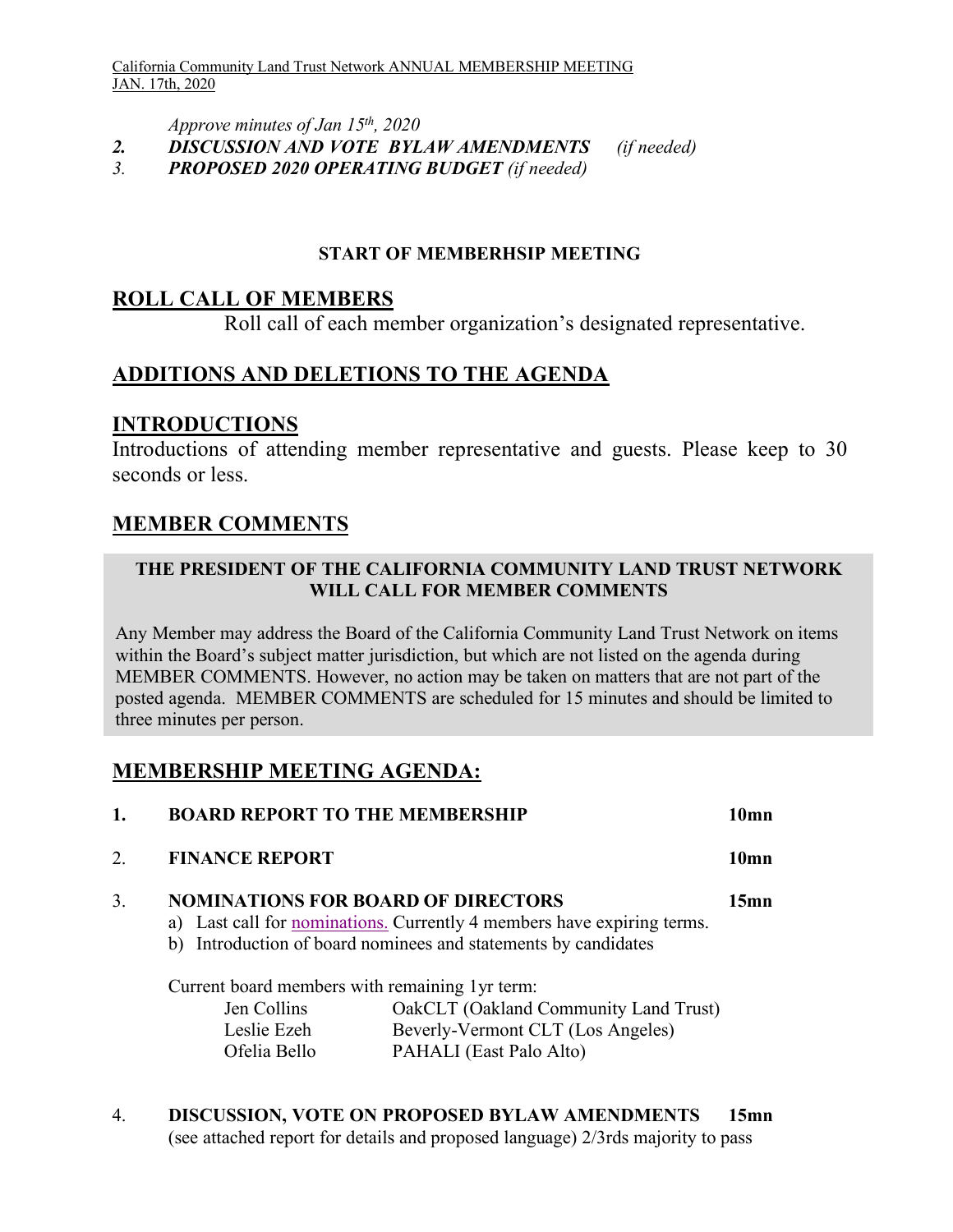*Approve minutes of Jan 15th, 2020*

***2. DISCUSSION AND VOTE BYLAW AMENDMENTS*** *(if needed)*

***3. PROPOSED 2020 OPERATING BUDGET*** *(if needed)*

**START OF MEMBERHSIP MEETING**

## ROLL CALL OF MEMBERS

Roll call of each member organization's designated representative.

## ADDITIONS AND DELETIONS TO THE AGENDA

## INTRODUCTIONS

Introductions of attending member representative and guests. Please keep to 30 seconds or less.

## MEMBER COMMENTS

**THE PRESIDENT OF THE CALIFORNIA COMMUNITY LAND TRUST NETWORK WILL CALL FOR MEMBER COMMENTS**

Any Member may address the Board of the California Community Land Trust Network on items within the Board's subject matter jurisdiction, but which are not listed on the agenda during MEMBER COMMENTS. However, no action may be taken on matters that are not part of the posted agenda. MEMBER COMMENTS are scheduled for 15 minutes and should be limited to three minutes per person.

## MEMBERSHIP MEETING AGENDA:

1. **BOARD REPORT TO THE MEMBERSHIP** **10mn**

2. **FINANCE REPORT** **10mn**

3. **NOMINATIONS FOR BOARD OF DIRECTORS** **15mn**
   a) Last call for nominations. Currently 4 members have expiring terms.
   b) Introduction of board nominees and statements by candidates

   Current board members with remaining 1yr term:

   | | |
   |---|---|
   | Jen Collins | OakCLT (Oakland Community Land Trust) |
   | Leslie Ezeh | Beverly-Vermont CLT (Los Angeles) |
   | Ofelia Bello | PAHALI (East Palo Alto) |

4. **DISCUSSION, VOTE ON PROPOSED BYLAW AMENDMENTS** **15mn**
   (see attached report for details and proposed language) 2/3rds majority to pass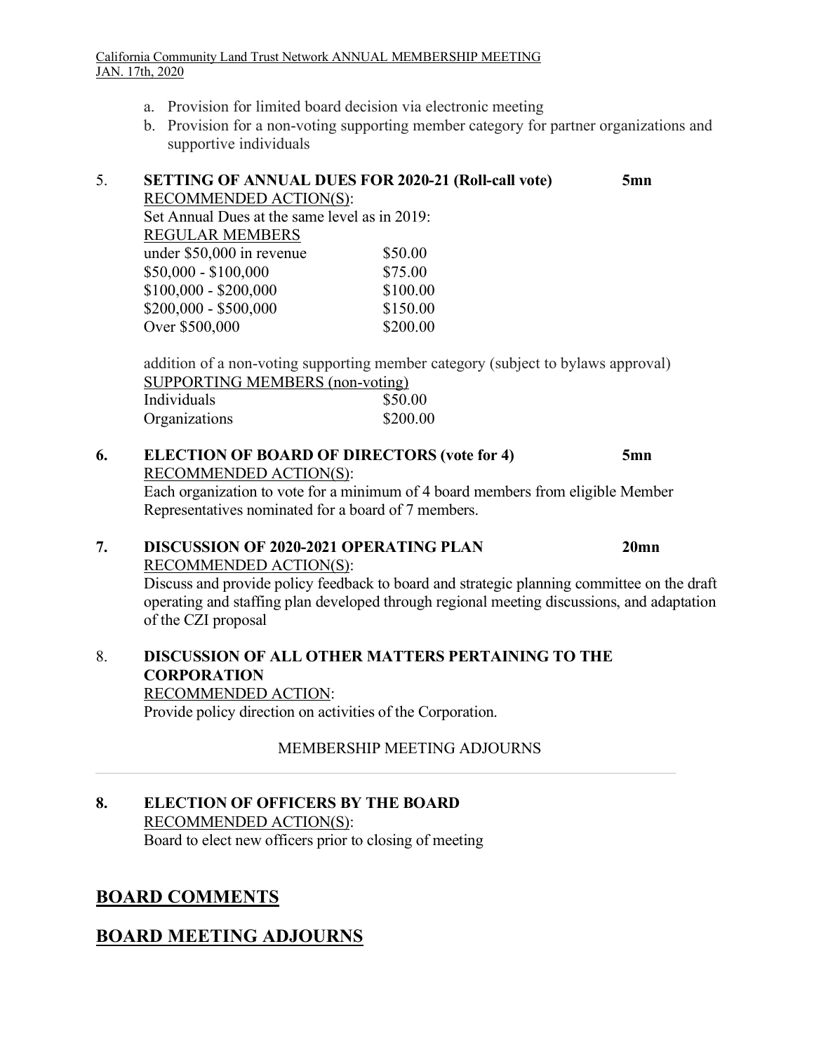a. Provision for limited board decision via electronic meeting
b. Provision for a non-voting supporting member category for partner organizations and supportive individuals

5. **SETTING OF ANNUAL DUES FOR 2020-21 (Roll-call vote)** **5mn**

RECOMMENDED ACTION(S):

Set Annual Dues at the same level as in 2019:

| REGULAR MEMBERS | |
|---|---|
| under $50,000 in revenue | $50.00 |
| $50,000 - $100,000 | $75.00 |
| $100,000 - $200,000 | $100.00 |
| $200,000 - $500,000 | $150.00 |
| Over $500,000 | $200.00 |

addition of a non-voting supporting member category (subject to bylaws approval)

| SUPPORTING MEMBERS (non-voting) | |
|---|---|
| Individuals | $50.00 |
| Organizations | $200.00 |

**6. ELECTION OF BOARD OF DIRECTORS (vote for 4)** **5mn**

RECOMMENDED ACTION(S):

Each organization to vote for a minimum of 4 board members from eligible Member Representatives nominated for a board of 7 members.

**7. DISCUSSION OF 2020-2021 OPERATING PLAN** **20mn**

RECOMMENDED ACTION(S):

Discuss and provide policy feedback to board and strategic planning committee on the draft operating and staffing plan developed through regional meeting discussions, and adaptation of the CZI proposal

8. **DISCUSSION OF ALL OTHER MATTERS PERTAINING TO THE CORPORATION**

RECOMMENDED ACTION:

Provide policy direction on activities of the Corporation.

MEMBERSHIP MEETING ADJOURNS

---

**8. ELECTION OF OFFICERS BY THE BOARD**

RECOMMENDED ACTION(S):

Board to elect new officers prior to closing of meeting

## BOARD COMMENTS

## BOARD MEETING ADJOURNS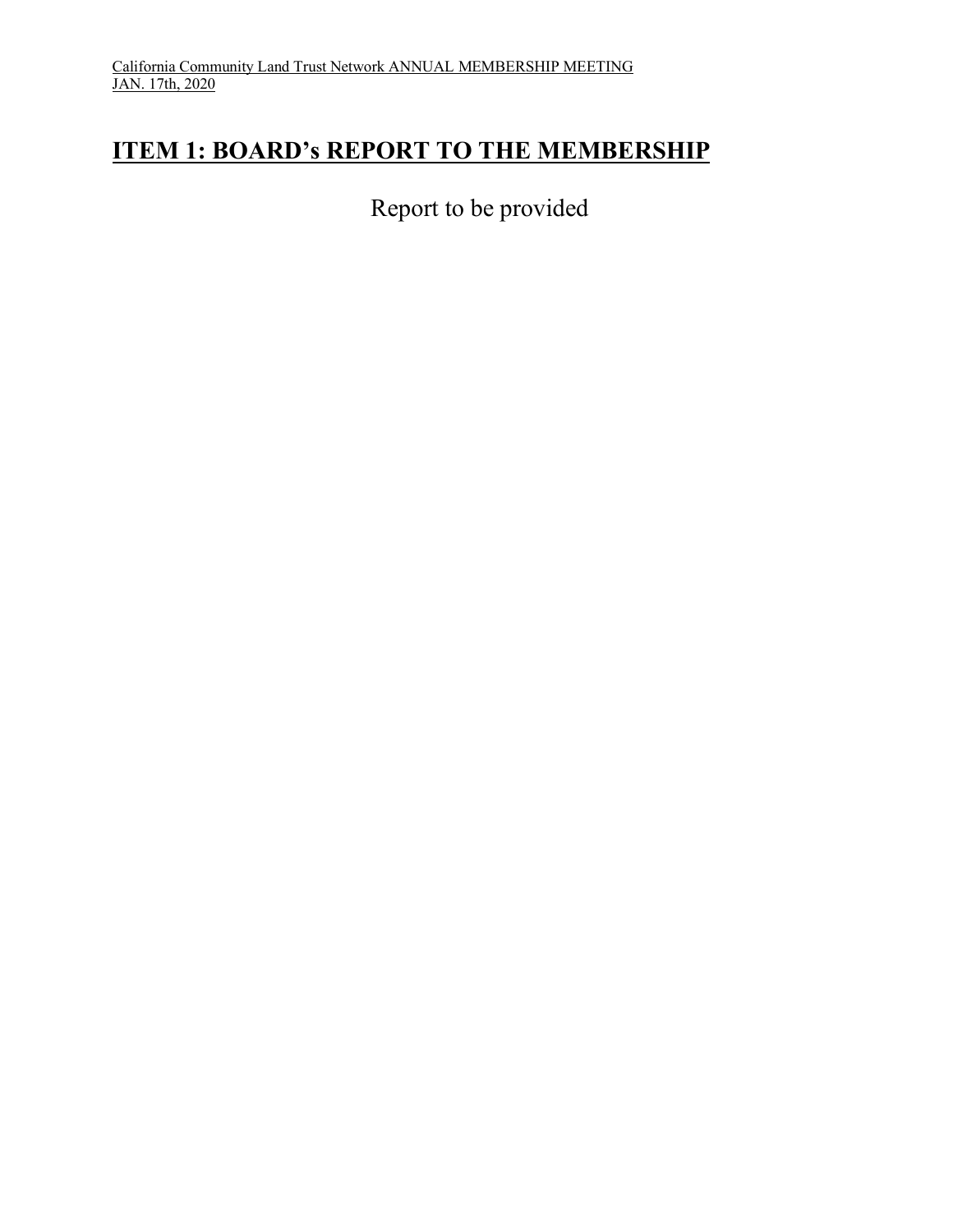California Community Land Trust Network ANNUAL MEMBERSHIP MEETING
JAN. 17th, 2020

# ITEM 1: BOARD's REPORT TO THE MEMBERSHIP

Report to be provided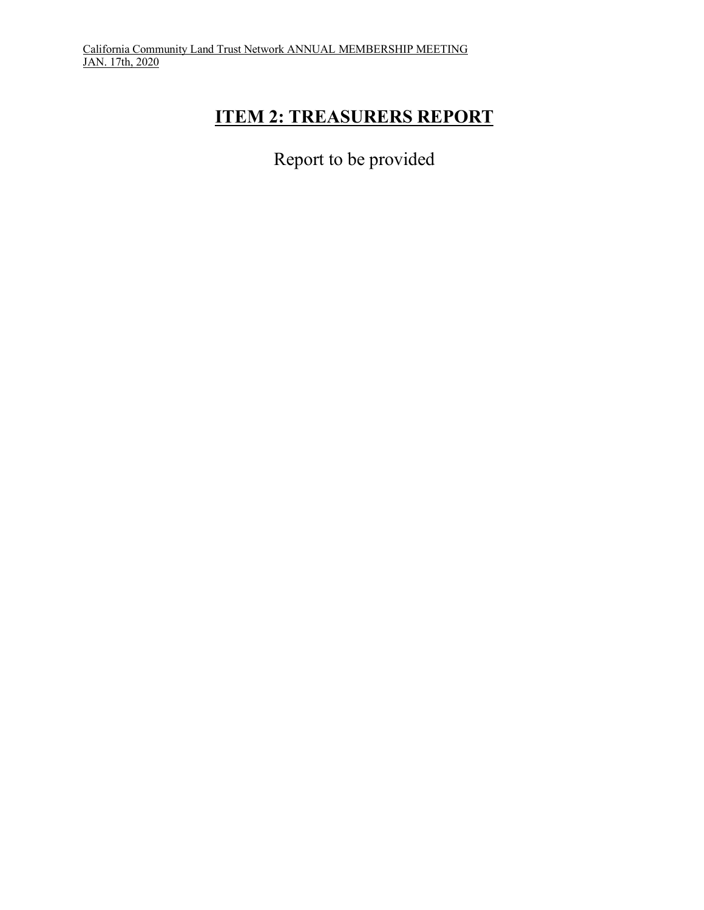# ITEM 2: TREASURERS REPORT

Report to be provided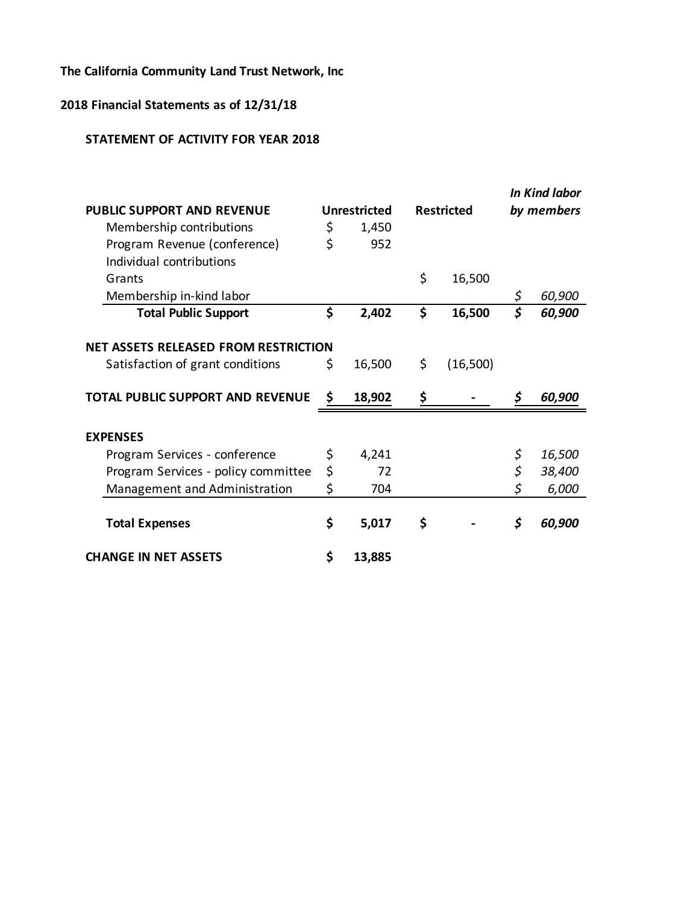**The California Community Land Trust Network, Inc**

**2018 Financial Statements as of 12/31/18**

**STATEMENT OF ACTIVITY FOR YEAR 2018**

| **PUBLIC SUPPORT AND REVENUE** | **Unrestricted** | **Restricted** | ***In Kind labor by members*** |
|---|---|---|---|
| Membership contributions | $ 1,450 | | |
| Program Revenue (conference) | $ 952 | | |
| Individual contributions | | | |
| Grants | | $ 16,500 | |
| Membership in-kind labor | | | *$ 60,900* |
| **Total Public Support** | **$ 2,402** | **$ 16,500** | ***$ 60,900*** |
| **NET ASSETS RELEASED FROM RESTRICTION** | | | |
| Satisfaction of grant conditions | $ 16,500 | $ (16,500) | |
| **TOTAL PUBLIC SUPPORT AND REVENUE** | **$ 18,902** | **$ -** | ***$ 60,900*** |
| **EXPENSES** | | | |
| Program Services - conference | $ 4,241 | | *$ 16,500* |
| Program Services - policy committee | $ 72 | | *$ 38,400* |
| Management and Administration | $ 704 | | *$ 6,000* |
| **Total Expenses** | **$ 5,017** | **$ -** | ***$ 60,900*** |
| **CHANGE IN NET ASSETS** | **$ 13,885** | | |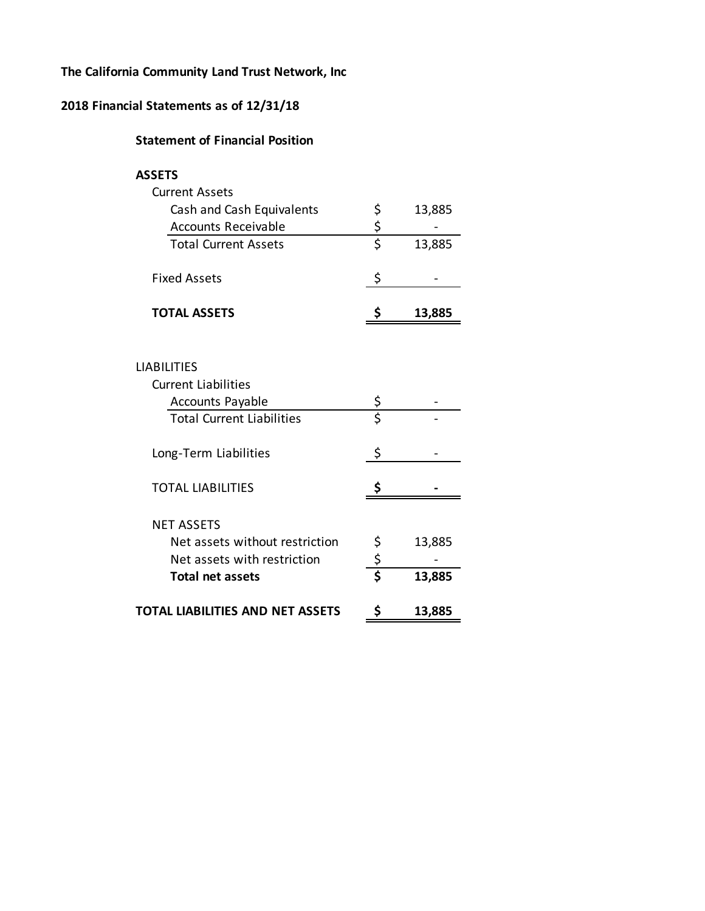**The California Community Land Trust Network, Inc**

**2018 Financial Statements as of 12/31/18**

**Statement of Financial Position**

| | | |
|---|---|---|
| **ASSETS** | | |
| Current Assets | | |
| Cash and Cash Equivalents | $ | 13,885 |
| Accounts Receivable | $ | - |
| Total Current Assets | $ | 13,885 |
| | | |
| Fixed Assets | $ | - |
| | | |
| **TOTAL ASSETS** | **$** | **13,885** |
| | | |
| LIABILITIES | | |
| Current Liabilities | | |
| Accounts Payable | $ | - |
| Total Current Liabilities | $ | - |
| | | |
| Long-Term Liabilities | $ | - |
| | | |
| TOTAL LIABILITIES | **$** | **-** |
| | | |
| NET ASSETS | | |
| Net assets without restriction | $ | 13,885 |
| Net assets with restriction | $ | - |
| **Total net assets** | **$** | **13,885** |
| | | |
| **TOTAL LIABILITIES AND NET ASSETS** | **$** | **13,885** |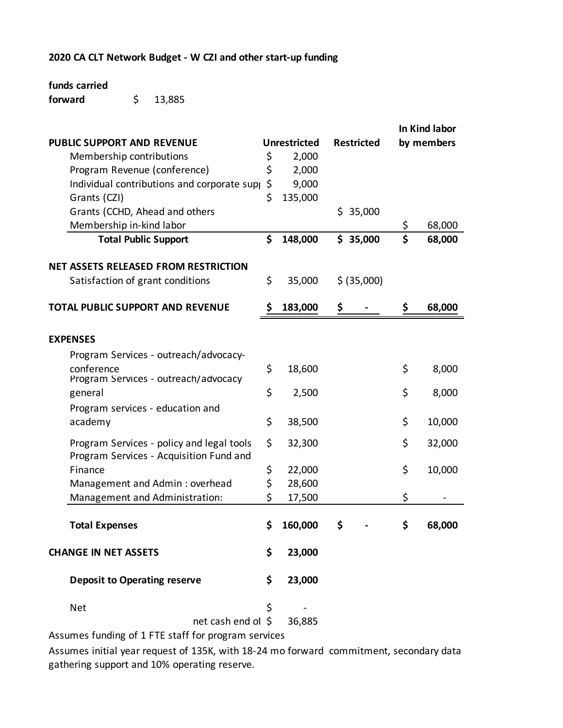**2020 CA CLT Network Budget - W CZI and other start-up funding**

**funds carried forward** $ 13,885

| PUBLIC SUPPORT AND REVENUE | Unrestricted | Restricted | In Kind labor by members |
|---|---|---|---|
| Membership contributions | $ 2,000 | | |
| Program Revenue (conference) | $ 2,000 | | |
| Individual contributions and corporate sup| | $ 9,000 | | |
| Grants (CZI) | $ 135,000 | | |
| Grants (CCHD, Ahead and others | | $ 35,000 | |
| Membership in-kind labor | | | $ 68,000 |
| **Total Public Support** | **$ 148,000** | **$ 35,000** | **$ 68,000** |
| **NET ASSETS RELEASED FROM RESTRICTION** | | | |
| Satisfaction of grant conditions | $ 35,000 | $ (35,000) | |
| **TOTAL PUBLIC SUPPORT AND REVENUE** | **$ 183,000** | **$ -** | **$ 68,000** |
| **EXPENSES** | | | |
| Program Services - outreach/advocacy-conference | $ 18,600 | | $ 8,000 |
| Program Services - outreach/advocacy general | $ 2,500 | | $ 8,000 |
| Program services - education and academy | $ 38,500 | | $ 10,000 |
| Program Services - policy and legal tools | $ 32,300 | | $ 32,000 |
| Program Services - Acquisition Fund and Finance | $ 22,000 | | $ 10,000 |
| Management and Admin : overhead | $ 28,600 | | |
| Management and Administration: | $ 17,500 | | $ - |
| **Total Expenses** | **$ 160,000** | **$ -** | **$ 68,000** |
| **CHANGE IN NET ASSETS** | **$ 23,000** | | |
| **Deposit to Operating reserve** | **$ 23,000** | | |
| Net | $ - | | |
| net cash end of | $ 36,885 | | |

Assumes funding of 1 FTE staff for program services

Assumes initial year request of 135K, with 18-24 mo forward commitment, secondary data gathering support and 10% operating reserve.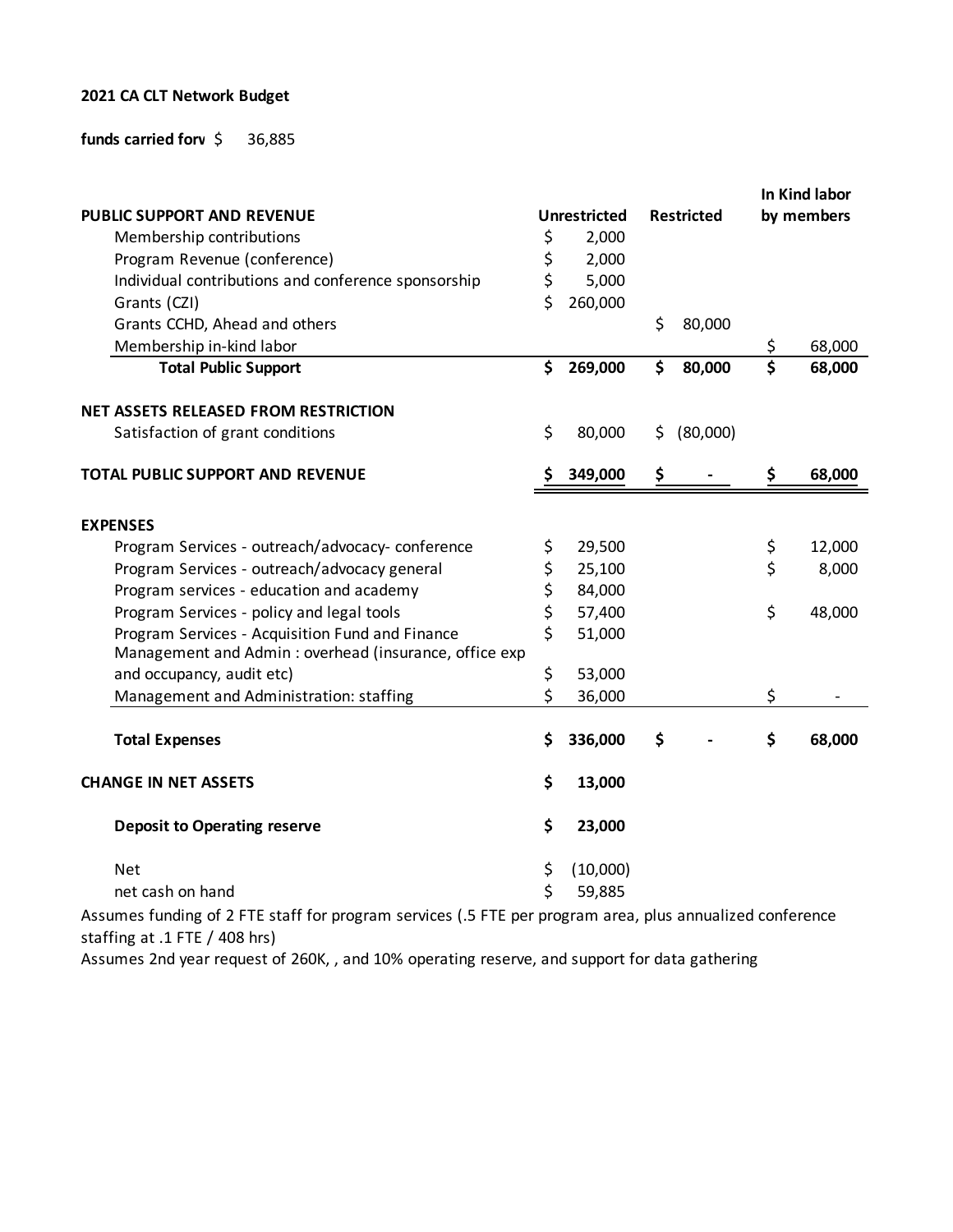**2021 CA CLT Network Budget**

**funds carried forv** $ 36,885

| **PUBLIC SUPPORT AND REVENUE** | **Unrestricted** | **Restricted** | **In Kind labor by members** |
|---|---|---|---|
| Membership contributions | $ 2,000 | | |
| Program Revenue (conference) | $ 2,000 | | |
| Individual contributions and conference sponsorship | $ 5,000 | | |
| Grants (CZI) | $ 260,000 | | |
| Grants CCHD, Ahead and others | | $ 80,000 | |
| Membership in-kind labor | | | $ 68,000 |
| **Total Public Support** | **$ 269,000** | **$ 80,000** | **$ 68,000** |
| | | | |
| **NET ASSETS RELEASED FROM RESTRICTION** | | | |
| Satisfaction of grant conditions | $ 80,000 | $ (80,000) | |
| | | | |
| **TOTAL PUBLIC SUPPORT AND REVENUE** | **$ 349,000** | **$ -** | **$ 68,000** |
| | | | |
| **EXPENSES** | | | |
| Program Services - outreach/advocacy- conference | $ 29,500 | | $ 12,000 |
| Program Services - outreach/advocacy general | $ 25,100 | | $ 8,000 |
| Program services - education and academy | $ 84,000 | | |
| Program Services - policy and legal tools | $ 57,400 | | $ 48,000 |
| Program Services - Acquisition Fund and Finance | $ 51,000 | | |
| Management and Admin : overhead (insurance, office exp and occupancy, audit etc) | $ 53,000 | | |
| Management and Administration: staffing | $ 36,000 | | $ - |
| | | | |
| **Total Expenses** | **$ 336,000** | **$ -** | **$ 68,000** |
| | | | |
| **CHANGE IN NET ASSETS** | **$ 13,000** | | |
| | | | |
| **Deposit to Operating reserve** | **$ 23,000** | | |
| | | | |
| Net | $ (10,000) | | |
| net cash on hand | $ 59,885 | | |

Assumes funding of 2 FTE staff for program services (.5 FTE per program area, plus annualized conference staffing at .1 FTE / 408 hrs)

Assumes 2nd year request of 260K, , and 10% operating reserve, and support for data gathering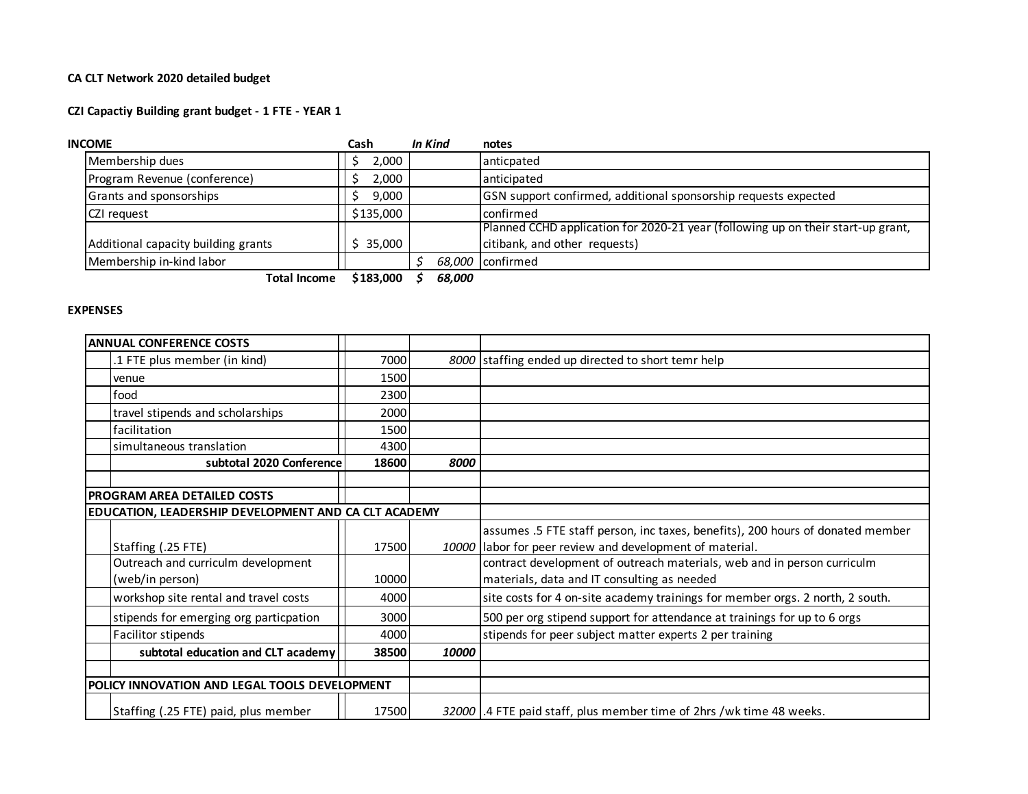**CA CLT Network 2020 detailed budget**

**CZI Capactiy Building grant budget - 1 FTE - YEAR 1**

| INCOME | Cash | *In Kind* | notes |
|---|---|---|---|
| Membership dues | $ 2,000 | | anticpated |
| Program Revenue (conference) | $ 2,000 | | anticipated |
| Grants and sponsorships | $ 9,000 | | GSN support confirmed, additional sponsorship requests expected |
| CZI request | $135,000 | | confirmed |
| Additional capacity building grants | $ 35,000 | | Planned CCHD application for 2020-21 year (following up on their start-up grant, citibank, and other requests) |
| Membership in-kind labor | | *$ 68,000* | confirmed |
| **Total Income** | **$183,000** | ***$ 68,000*** | |

**EXPENSES**

| | | Cash | *In Kind* | notes |
|---|---|---|---|---|
| **ANNUAL CONFERENCE COSTS** | | | | |
| | .1 FTE plus member (in kind) | 7000 | *8000* | staffing ended up directed to short temr help |
| | venue | 1500 | | |
| | food | 2300 | | |
| | travel stipends and scholarships | 2000 | | |
| | facilitation | 1500 | | |
| | simultaneous translation | 4300 | | |
| | **subtotal 2020 Conference** | **18600** | ***8000*** | |
| | | | | |
| **PROGRAM AREA DETAILED COSTS** | | | | |
| **EDUCATION, LEADERSHIP DEVELOPMENT AND CA CLT ACADEMY** | | | | |
| | Staffing (.25 FTE) | 17500 | *10000* | assumes .5 FTE staff person, inc taxes, benefits), 200 hours of donated member labor for peer review and development of material. |
| | Outreach and curriculm development (web/in person) | 10000 | | contract development of outreach materials, web and in person curriculm materials, data and IT consulting as needed |
| | workshop site rental and travel costs | 4000 | | site costs for 4 on-site academy trainings for member orgs. 2 north, 2 south. |
| | stipends for emerging org particpation | 3000 | | 500 per org stipend support for attendance at trainings for up to 6 orgs |
| | Facilitor stipends | 4000 | | stipends for peer subject matter experts 2 per training |
| | **subtotal education and CLT academy** | **38500** | ***10000*** | |
| | | | | |
| **POLICY INNOVATION AND LEGAL TOOLS DEVELOPMENT** | | | | |
| | Staffing (.25 FTE) paid, plus member | 17500 | *32000* | .4 FTE paid staff, plus member time of 2hrs /wk time 48 weeks. |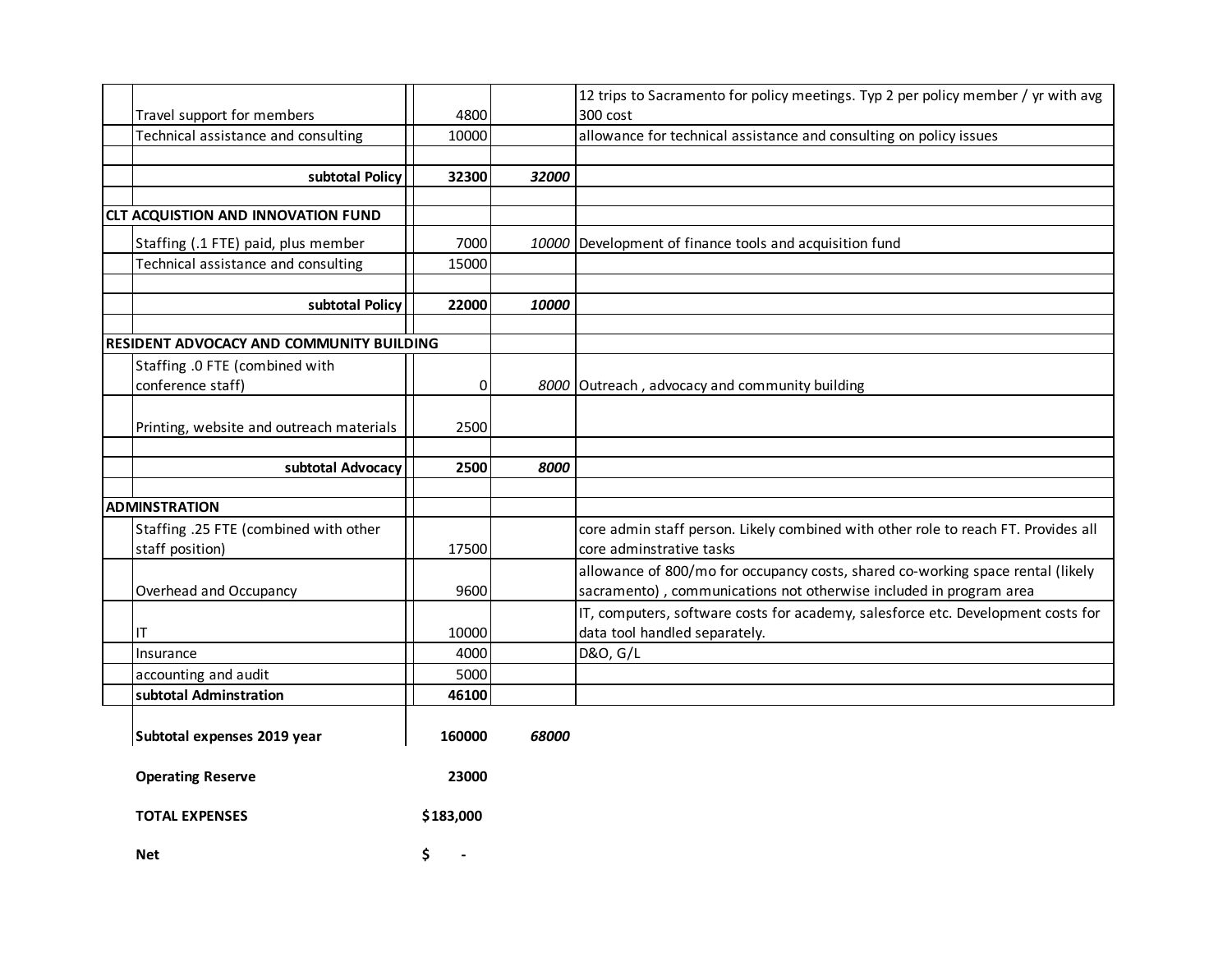| Item | Amount | | Notes |
|---|---|---|---|
| Travel support for members | 4800 | | 12 trips to Sacramento for policy meetings. Typ 2 per policy member / yr with avg 300 cost |
| Technical assistance and consulting | 10000 | | allowance for technical assistance and consulting on policy issues |
| | | | |
| **subtotal Policy** | **32300** | ***32000*** | |
| | | | |
| **CLT ACQUISTION AND INNOVATION FUND** | | | |
| Staffing (.1 FTE) paid, plus member | 7000 | *10000* | Development of finance tools and acquisition fund |
| Technical assistance and consulting | 15000 | | |
| | | | |
| **subtotal Policy** | **22000** | ***10000*** | |
| | | | |
| **RESIDENT ADVOCACY AND COMMUNITY BUILDING** | | | |
| Staffing .0 FTE (combined with conference staff) | 0 | *8000* | Outreach , advocacy and community building |
| Printing, website and outreach materials | 2500 | | |
| | | | |
| **subtotal Advocacy** | **2500** | ***8000*** | |
| | | | |
| **ADMINSTRATION** | | | |
| Staffing .25 FTE (combined with other staff position) | 17500 | | core admin staff person. Likely combined with other role to reach FT. Provides all core adminstrative tasks |
| Overhead and Occupancy | 9600 | | allowance of 800/mo for occupancy costs, shared co-working space rental (likely sacramento) , communications not otherwise included in program area |
| IT | 10000 | | IT, computers, software costs for academy, salesforce etc. Development costs for data tool handled separately. |
| Insurance | 4000 | | D&O, G/L |
| accounting and audit | 5000 | | |
| **subtotal Adminstration** | **46100** | | |
| | | | |
| **Subtotal expenses 2019 year** | **160000** | ***68000*** | |
| | | | |
| **Operating Reserve** | **23000** | | |
| | | | |
| **TOTAL EXPENSES** | **$183,000** | | |
| | | | |
| **Net** | **$ -** | | |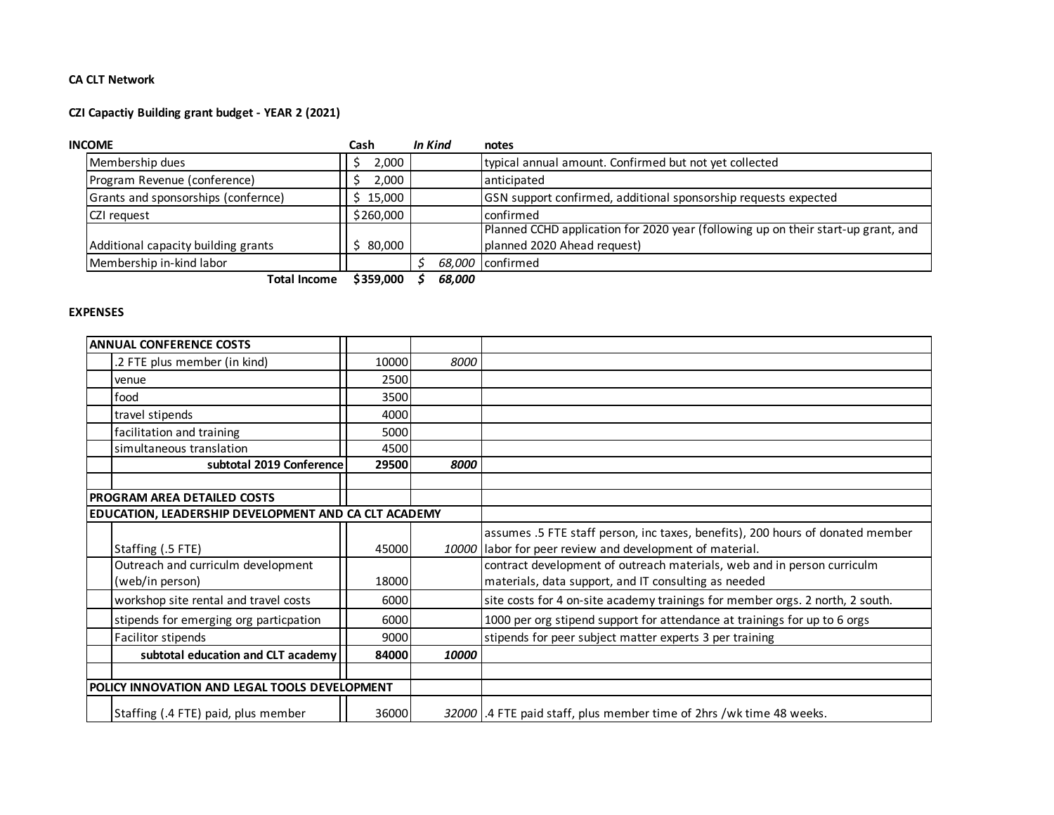**CA CLT Network**

**CZI Capactiy Building grant budget - YEAR 2 (2021)**

| **INCOME** | **Cash** | ***In Kind*** | **notes** |
|---|---|---|---|
| Membership dues | $ 2,000 | | typical annual amount. Confirmed but not yet collected |
| Program Revenue (conference) | $ 2,000 | | anticipated |
| Grants and sponsorships (confernce) | $ 15,000 | | GSN support confirmed, additional sponsorship requests expected |
| CZI request | $260,000 | | confirmed |
| Additional capacity building grants | $ 80,000 | | Planned CCHD application for 2020 year (following up on their start-up grant, and planned 2020 Ahead request) |
| Membership in-kind labor | | *$ 68,000* | confirmed |
| **Total Income** | **$359,000** | ***$ 68,000*** | |

**EXPENSES**

| | | | | |
|---|---|---|---|---|
| **ANNUAL CONFERENCE COSTS** | | | | |
| | .2 FTE plus member (in kind) | 10000 | *8000* | |
| | venue | 2500 | | |
| | food | 3500 | | |
| | travel stipends | 4000 | | |
| | facilitation and training | 5000 | | |
| | simultaneous translation | 4500 | | |
| | **subtotal 2019 Conference** | **29500** | ***8000*** | |
| | | | | |
| **PROGRAM AREA DETAILED COSTS** | | | | |
| **EDUCATION, LEADERSHIP DEVELOPMENT AND CA CLT ACADEMY** | | | | |
| | Staffing (.5 FTE) | 45000 | *10000* | assumes .5 FTE staff person, inc taxes, benefits), 200 hours of donated member labor for peer review and development of material. |
| | Outreach and curriculm development (web/in person) | 18000 | | contract development of outreach materials, web and in person curriculm materials, data support, and IT consulting as needed |
| | workshop site rental and travel costs | 6000 | | site costs for 4 on-site academy trainings for member orgs. 2 north, 2 south. |
| | stipends for emerging org particpation | 6000 | | 1000 per org stipend support for attendance at trainings for up to 6 orgs |
| | Facilitor stipends | 9000 | | stipends for peer subject matter experts 3 per training |
| | **subtotal education and CLT academy** | **84000** | ***10000*** | |
| | | | | |
| **POLICY INNOVATION AND LEGAL TOOLS DEVELOPMENT** | | | | |
| | Staffing (.4 FTE) paid, plus member | 36000 | *32000* | .4 FTE paid staff, plus member time of 2hrs /wk time 48 weeks. |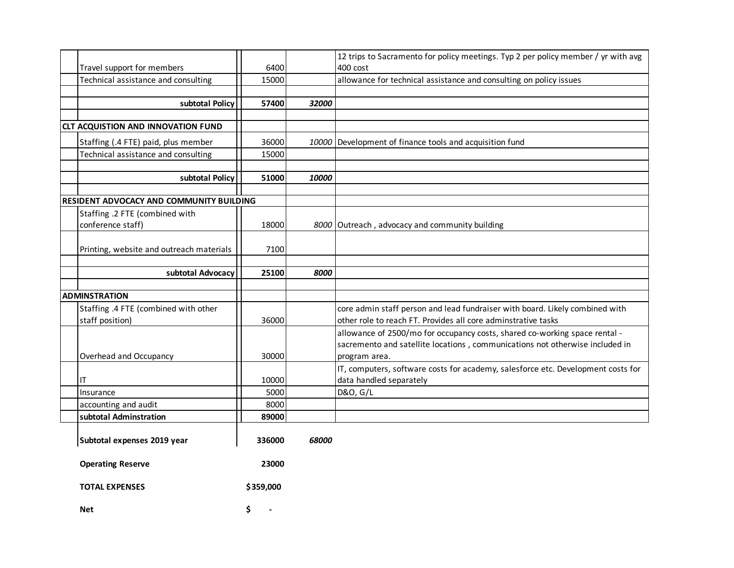| | | | | |
|---|---|---|---|---|
| | Travel support for members | 6400 | | 12 trips to Sacramento for policy meetings. Typ 2 per policy member / yr with avg 400 cost |
| | Technical assistance and consulting | 15000 | | allowance for technical assistance and consulting on policy issues |
| | | | | |
| | **subtotal Policy** | **57400** | ***32000*** | |
| | | | | |
| **CLT ACQUISTION AND INNOVATION FUND** | | | | |
| | Staffing (.4 FTE) paid, plus member | 36000 | *10000* | Development of finance tools and acquisition fund |
| | Technical assistance and consulting | 15000 | | |
| | | | | |
| | **subtotal Policy** | **51000** | ***10000*** | |
| | | | | |
| **RESIDENT ADVOCACY AND COMMUNITY BUILDING** | | | | |
| | Staffing .2 FTE (combined with conference staff) | 18000 | *8000* | Outreach , advocacy and community building |
| | Printing, website and outreach materials | 7100 | | |
| | | | | |
| | **subtotal Advocacy** | **25100** | ***8000*** | |
| | | | | |
| **ADMINSTRATION** | | | | |
| | Staffing .4 FTE (combined with other staff position) | 36000 | | core admin staff person and lead fundraiser with board. Likely combined with other role to reach FT. Provides all core adminstrative tasks |
| | Overhead and Occupancy | 30000 | | allowance of 2500/mo for occupancy costs, shared co-working space rental - sacremento and satellite locations , communications not otherwise included in program area. |
| | IT | 10000 | | IT, computers, software costs for academy, salesforce etc. Development costs for data handled separately |
| | Insurance | 5000 | | D&O, G/L |
| | accounting and audit | 8000 | | |
| | **subtotal Adminstration** | **89000** | | |
| | | | | |
| | **Subtotal expenses 2019 year** | **336000** | ***68000*** | |
| | **Operating Reserve** | **23000** | | |
| | **TOTAL EXPENSES** | **$359,000** | | |
| | **Net** | **$ -** | | |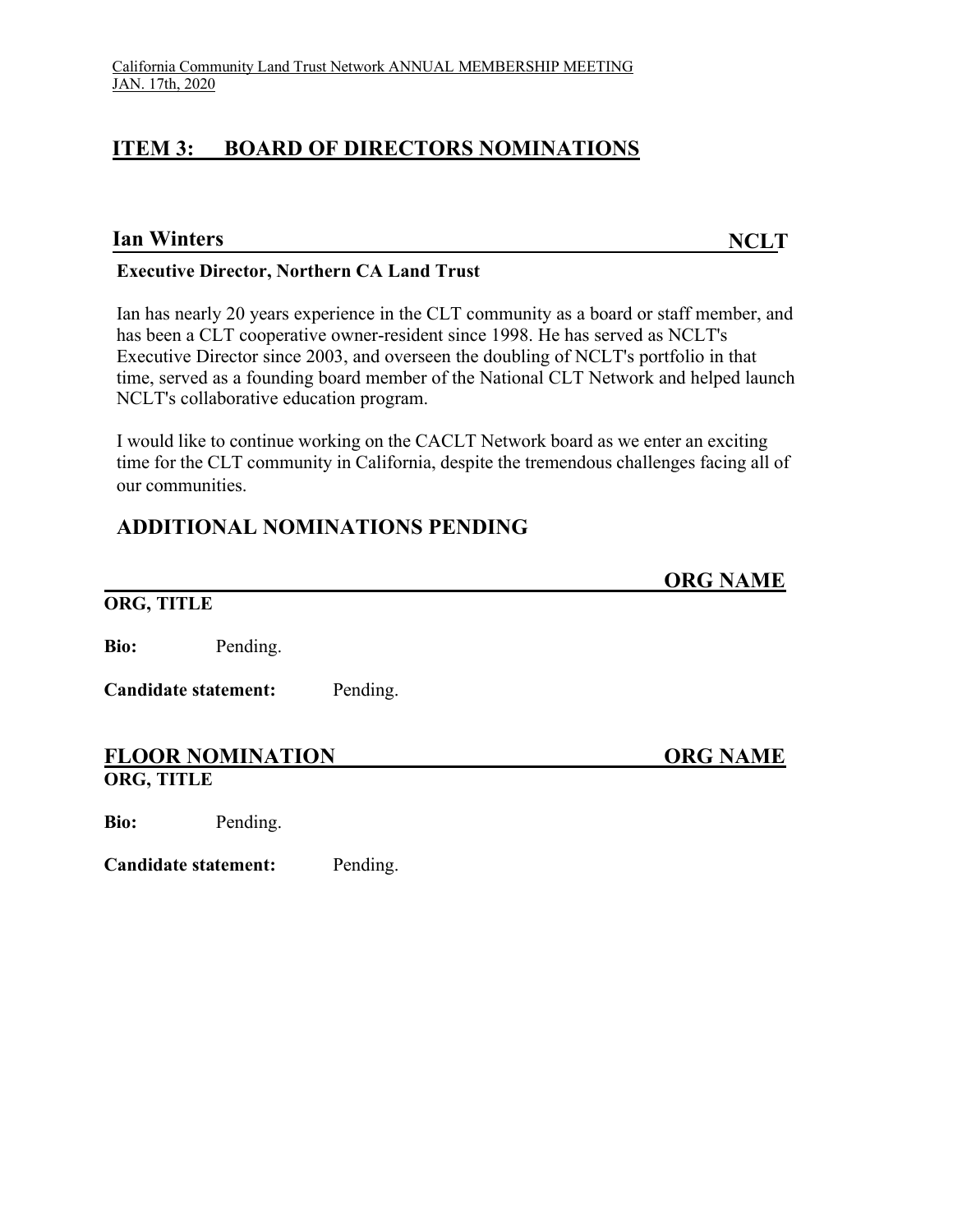## ITEM 3: BOARD OF DIRECTORS NOMINATIONS

### Ian Winters — NCLT

**Executive Director, Northern CA Land Trust**

Ian has nearly 20 years experience in the CLT community as a board or staff member, and has been a CLT cooperative owner-resident since 1998. He has served as NCLT's Executive Director since 2003, and overseen the doubling of NCLT's portfolio in that time, served as a founding board member of the National CLT Network and helped launch NCLT's collaborative education program.

I would like to continue working on the CACLT Network board as we enter an exciting time for the CLT community in California, despite the tremendous challenges facing all of our communities.

## ADDITIONAL NOMINATIONS PENDING

### ORG NAME

**ORG, TITLE**

**Bio:** Pending.

**Candidate statement:** Pending.

### FLOOR NOMINATION — ORG NAME

**ORG, TITLE**

**Bio:** Pending.

**Candidate statement:** Pending.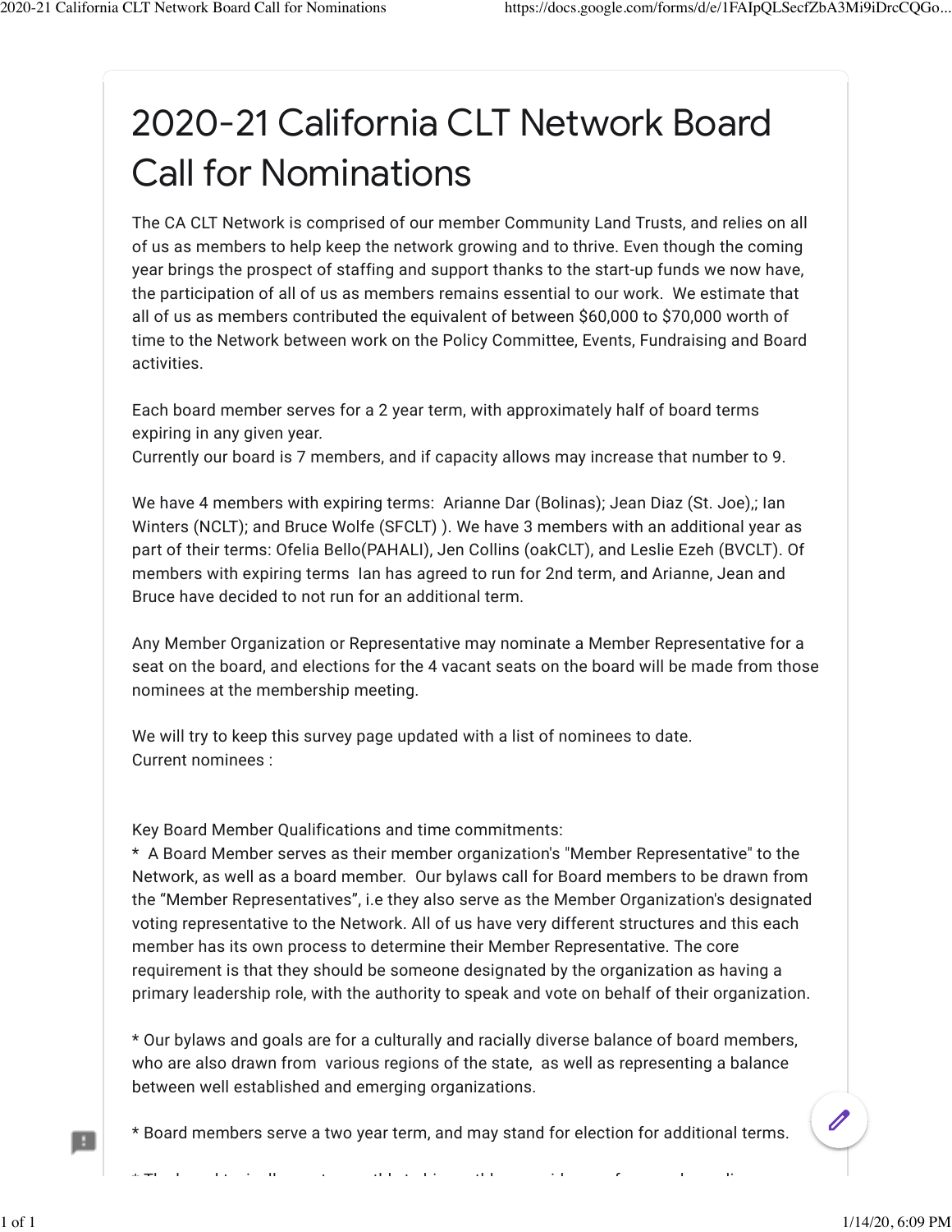# 2020-21 California CLT Network Board Call for Nominations

The CA CLT Network is comprised of our member Community Land Trusts, and relies on all of us as members to help keep the network growing and to thrive. Even though the coming year brings the prospect of staffing and support thanks to the start-up funds we now have, the participation of all of us as members remains essential to our work. We estimate that all of us as members contributed the equivalent of between $60,000 to $70,000 worth of time to the Network between work on the Policy Committee, Events, Fundraising and Board activities.

Each board member serves for a 2 year term, with approximately half of board terms expiring in any given year.
Currently our board is 7 members, and if capacity allows may increase that number to 9.

We have 4 members with expiring terms: Arianne Dar (Bolinas); Jean Diaz (St. Joe),; Ian Winters (NCLT); and Bruce Wolfe (SFCLT) ). We have 3 members with an additional year as part of their terms: Ofelia Bello(PAHALI), Jen Collins (oakCLT), and Leslie Ezeh (BVCLT). Of members with expiring terms Ian has agreed to run for 2nd term, and Arianne, Jean and Bruce have decided to not run for an additional term.

Any Member Organization or Representative may nominate a Member Representative for a seat on the board, and elections for the 4 vacant seats on the board will be made from those nominees at the membership meeting.

We will try to keep this survey page updated with a list of nominees to date.
Current nominees :

Key Board Member Qualifications and time commitments:

* A Board Member serves as their member organization's "Member Representative" to the Network, as well as a board member. Our bylaws call for Board members to be drawn from the "Member Representatives", i.e they also serve as the Member Organization's designated voting representative to the Network. All of us have very different structures and this each member has its own process to determine their Member Representative. The core requirement is that they should be someone designated by the organization as having a primary leadership role, with the authority to speak and vote on behalf of their organization.

* Our bylaws and goals are for a culturally and racially diverse balance of board members, who are also drawn from various regions of the state, as well as representing a balance between well established and emerging organizations.

* Board members serve a two year term, and may stand for election for additional terms.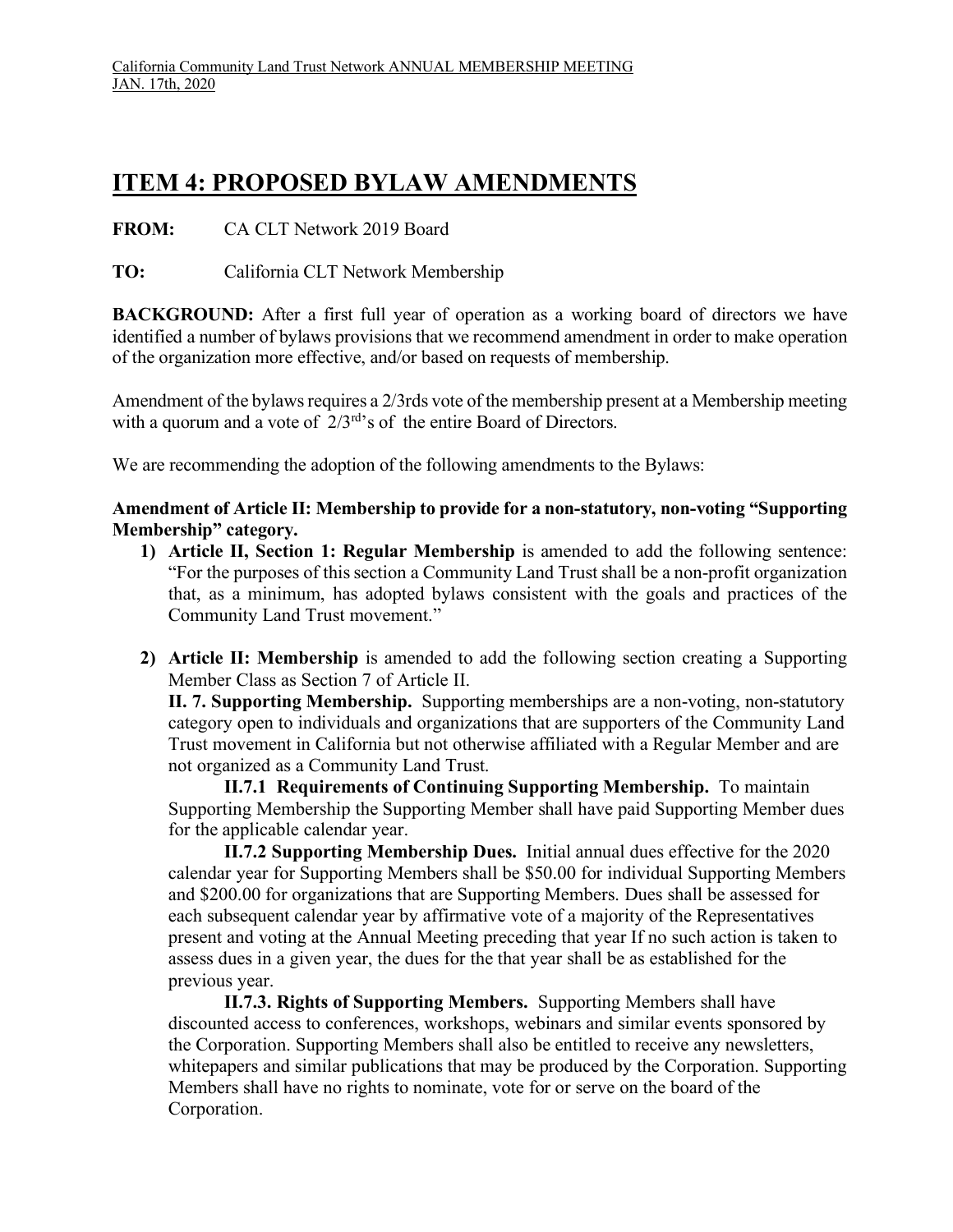California Community Land Trust Network ANNUAL MEMBERSHIP MEETING
JAN. 17th, 2020

# ITEM 4: PROPOSED BYLAW AMENDMENTS

**FROM:** CA CLT Network 2019 Board

**TO:** California CLT Network Membership

**BACKGROUND:** After a first full year of operation as a working board of directors we have identified a number of bylaws provisions that we recommend amendment in order to make operation of the organization more effective, and/or based on requests of membership.

Amendment of the bylaws requires a 2/3rds vote of the membership present at a Membership meeting with a quorum and a vote of 2/3rd's of the entire Board of Directors.

We are recommending the adoption of the following amendments to the Bylaws:

**Amendment of Article II: Membership to provide for a non-statutory, non-voting "Supporting Membership" category.**

1) **Article II, Section 1: Regular Membership** is amended to add the following sentence: "For the purposes of this section a Community Land Trust shall be a non-profit organization that, as a minimum, has adopted bylaws consistent with the goals and practices of the Community Land Trust movement."

2) **Article II: Membership** is amended to add the following section creating a Supporting Member Class as Section 7 of Article II.

   **II. 7. Supporting Membership.** Supporting memberships are a non-voting, non-statutory category open to individuals and organizations that are supporters of the Community Land Trust movement in California but not otherwise affiliated with a Regular Member and are not organized as a Community Land Trust.

   **II.7.1 Requirements of Continuing Supporting Membership.** To maintain Supporting Membership the Supporting Member shall have paid Supporting Member dues for the applicable calendar year.

   **II.7.2 Supporting Membership Dues.** Initial annual dues effective for the 2020 calendar year for Supporting Members shall be $50.00 for individual Supporting Members and $200.00 for organizations that are Supporting Members. Dues shall be assessed for each subsequent calendar year by affirmative vote of a majority of the Representatives present and voting at the Annual Meeting preceding that year If no such action is taken to assess dues in a given year, the dues for the that year shall be as established for the previous year.

   **II.7.3. Rights of Supporting Members.** Supporting Members shall have discounted access to conferences, workshops, webinars and similar events sponsored by the Corporation. Supporting Members shall also be entitled to receive any newsletters, whitepapers and similar publications that may be produced by the Corporation. Supporting Members shall have no rights to nominate, vote for or serve on the board of the Corporation.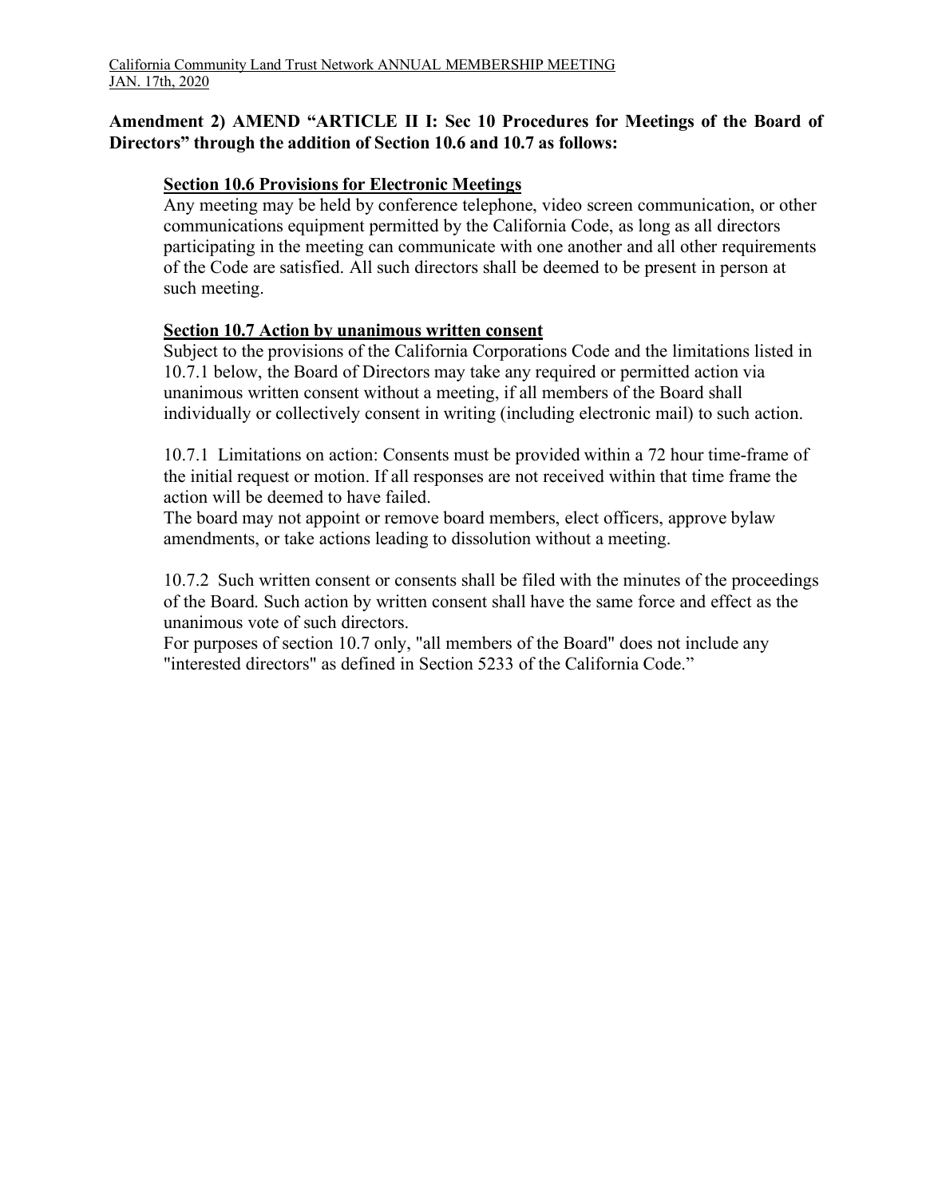California Community Land Trust Network ANNUAL MEMBERSHIP MEETING
JAN. 17th, 2020

**Amendment 2) AMEND "ARTICLE II I: Sec 10 Procedures for Meetings of the Board of Directors" through the addition of Section 10.6 and 10.7 as follows:**

**Section 10.6 Provisions for Electronic Meetings**

Any meeting may be held by conference telephone, video screen communication, or other communications equipment permitted by the California Code, as long as all directors participating in the meeting can communicate with one another and all other requirements of the Code are satisfied. All such directors shall be deemed to be present in person at such meeting.

**Section 10.7 Action by unanimous written consent**

Subject to the provisions of the California Corporations Code and the limitations listed in 10.7.1 below, the Board of Directors may take any required or permitted action via unanimous written consent without a meeting, if all members of the Board shall individually or collectively consent in writing (including electronic mail) to such action.

10.7.1 Limitations on action: Consents must be provided within a 72 hour time-frame of the initial request or motion. If all responses are not received within that time frame the action will be deemed to have failed.
The board may not appoint or remove board members, elect officers, approve bylaw amendments, or take actions leading to dissolution without a meeting.

10.7.2 Such written consent or consents shall be filed with the minutes of the proceedings of the Board. Such action by written consent shall have the same force and effect as the unanimous vote of such directors.
For purposes of section 10.7 only, "all members of the Board" does not include any "interested directors" as defined in Section 5233 of the California Code."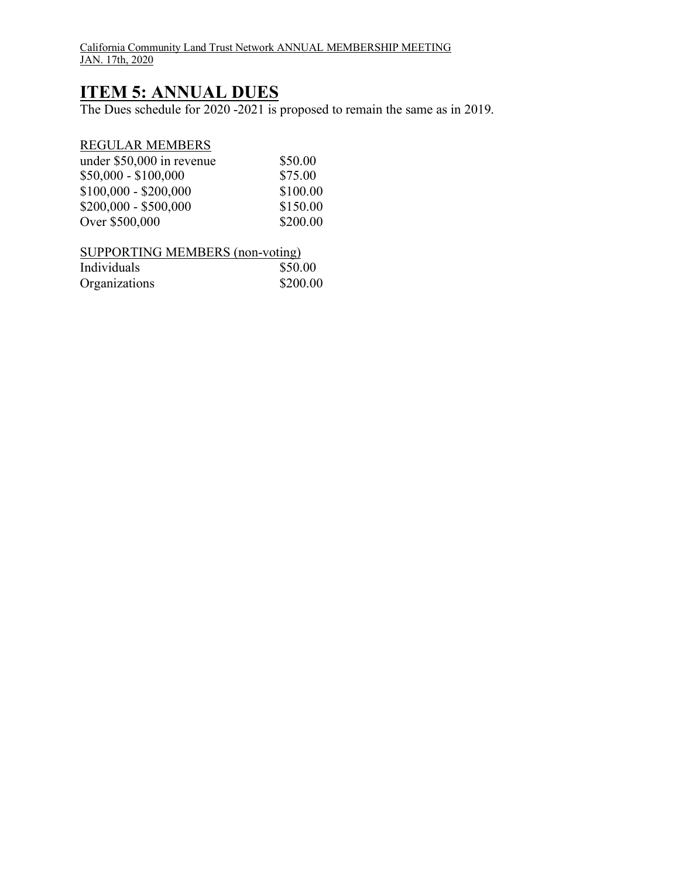California Community Land Trust Network ANNUAL MEMBERSHIP MEETING
JAN. 17th, 2020

# ITEM 5: ANNUAL DUES

The Dues schedule for 2020 -2021 is proposed to remain the same as in 2019.

| REGULAR MEMBERS | |
|---|---|
| under $50,000 in revenue | $50.00 |
| $50,000 - $100,000 | $75.00 |
| $100,000 - $200,000 | $100.00 |
| $200,000 - $500,000 | $150.00 |
| Over $500,000 | $200.00 |

| SUPPORTING MEMBERS (non-voting) | |
|---|---|
| Individuals | $50.00 |
| Organizations | $200.00 |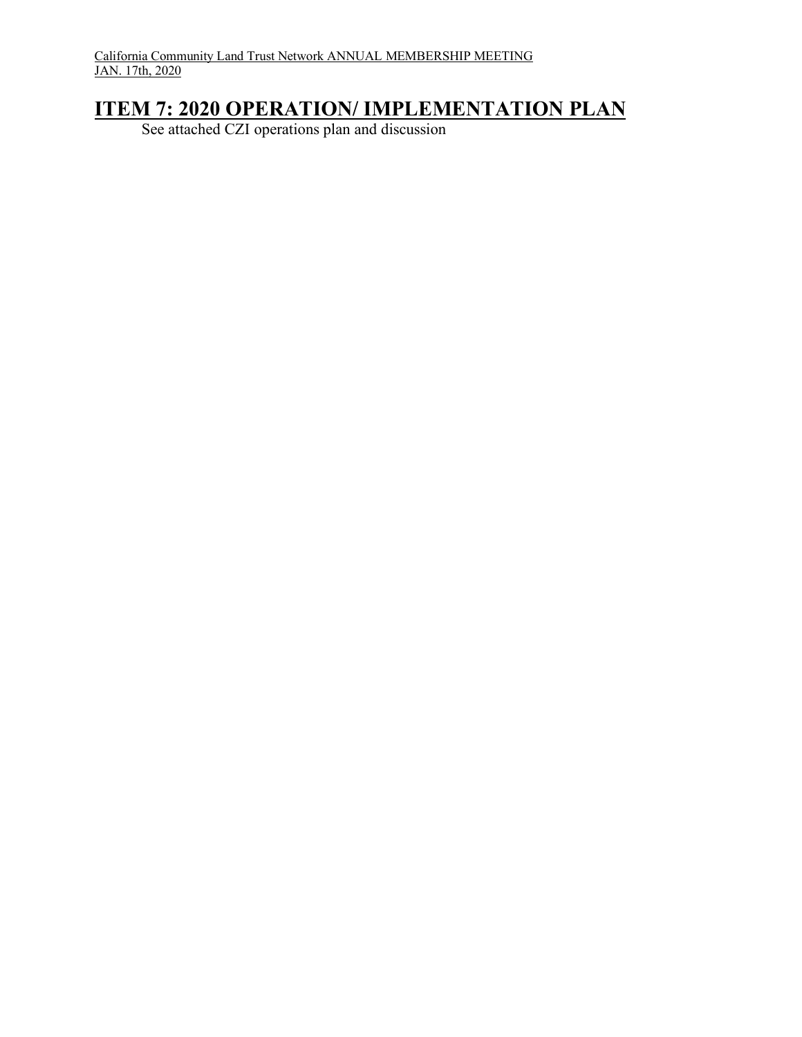California Community Land Trust Network ANNUAL MEMBERSHIP MEETING
JAN. 17th, 2020

# ITEM 7: 2020 OPERATION/ IMPLEMENTATION PLAN

See attached CZI operations plan and discussion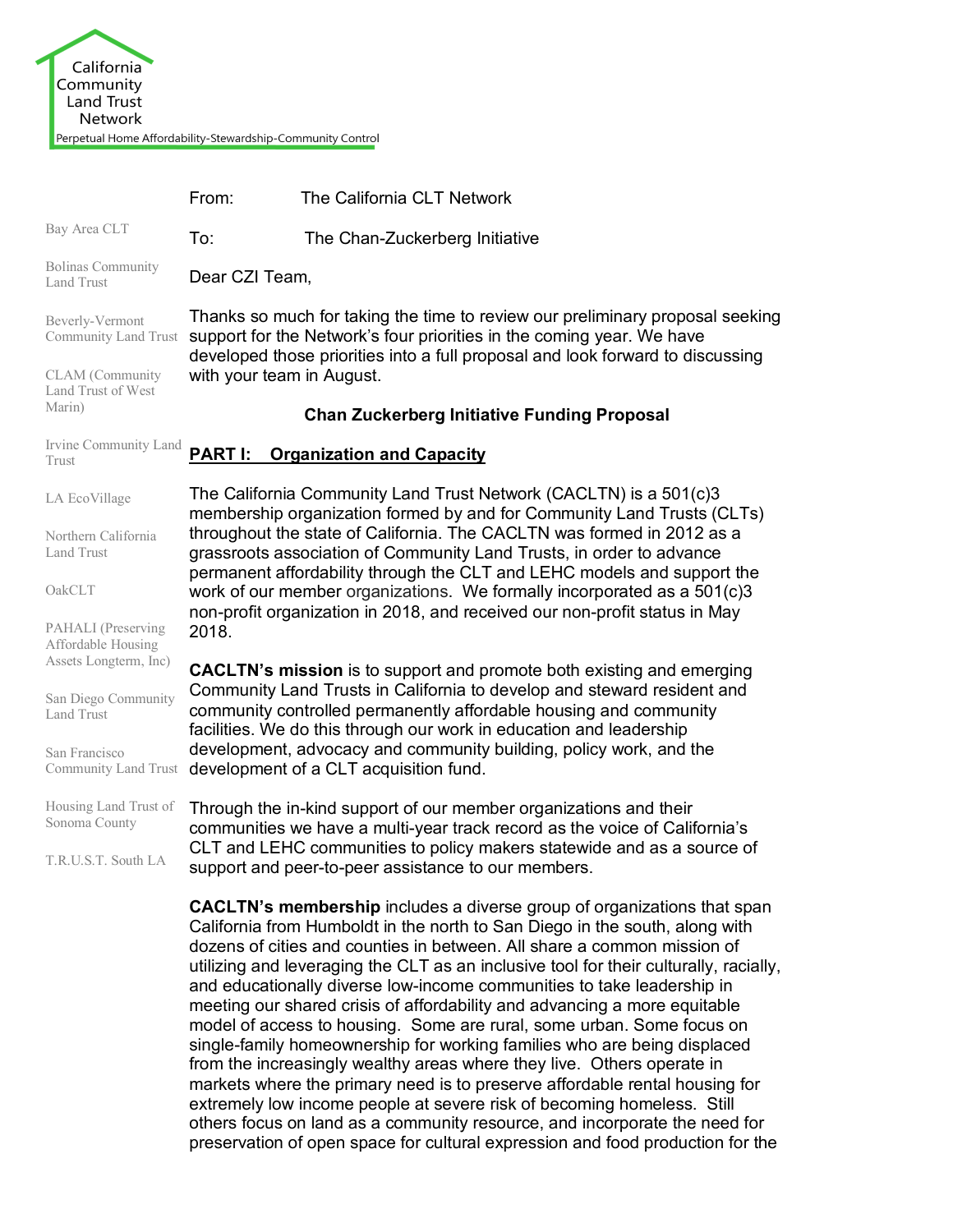California Community Land Trust Network

Perpetual Home Affordability-Stewardship-Community Control

Bay Area CLT

Bolinas Community Land Trust

Beverly-Vermont Community Land Trust

CLAM (Community Land Trust of West Marin)

Irvine Community Land Trust

LA EcoVillage

Northern California Land Trust

OakCLT

PAHALI (Preserving Affordable Housing Assets Longterm, Inc)

San Diego Community Land Trust

San Francisco Community Land Trust

Housing Land Trust of Sonoma County

T.R.U.S.T. South LA

From: The California CLT Network

To: The Chan-Zuckerberg Initiative

Dear CZI Team,

Thanks so much for taking the time to review our preliminary proposal seeking support for the Network's four priorities in the coming year. We have developed those priorities into a full proposal and look forward to discussing with your team in August.

**Chan Zuckerberg Initiative Funding Proposal**

## PART I: Organization and Capacity

The California Community Land Trust Network (CACLTN) is a 501(c)3 membership organization formed by and for Community Land Trusts (CLTs) throughout the state of California. The CACLTN was formed in 2012 as a grassroots association of Community Land Trusts, in order to advance permanent affordability through the CLT and LEHC models and support the work of our member organizations. We formally incorporated as a 501(c)3 non-profit organization in 2018, and received our non-profit status in May 2018.

**CACLTN's mission** is to support and promote both existing and emerging Community Land Trusts in California to develop and steward resident and community controlled permanently affordable housing and community facilities. We do this through our work in education and leadership development, advocacy and community building, policy work, and the development of a CLT acquisition fund.

Through the in-kind support of our member organizations and their communities we have a multi-year track record as the voice of California's CLT and LEHC communities to policy makers statewide and as a source of support and peer-to-peer assistance to our members.

**CACLTN's membership** includes a diverse group of organizations that span California from Humboldt in the north to San Diego in the south, along with dozens of cities and counties in between. All share a common mission of utilizing and leveraging the CLT as an inclusive tool for their culturally, racially, and educationally diverse low-income communities to take leadership in meeting our shared crisis of affordability and advancing a more equitable model of access to housing. Some are rural, some urban. Some focus on single-family homeownership for working families who are being displaced from the increasingly wealthy areas where they live. Others operate in markets where the primary need is to preserve affordable rental housing for extremely low income people at severe risk of becoming homeless. Still others focus on land as a community resource, and incorporate the need for preservation of open space for cultural expression and food production for the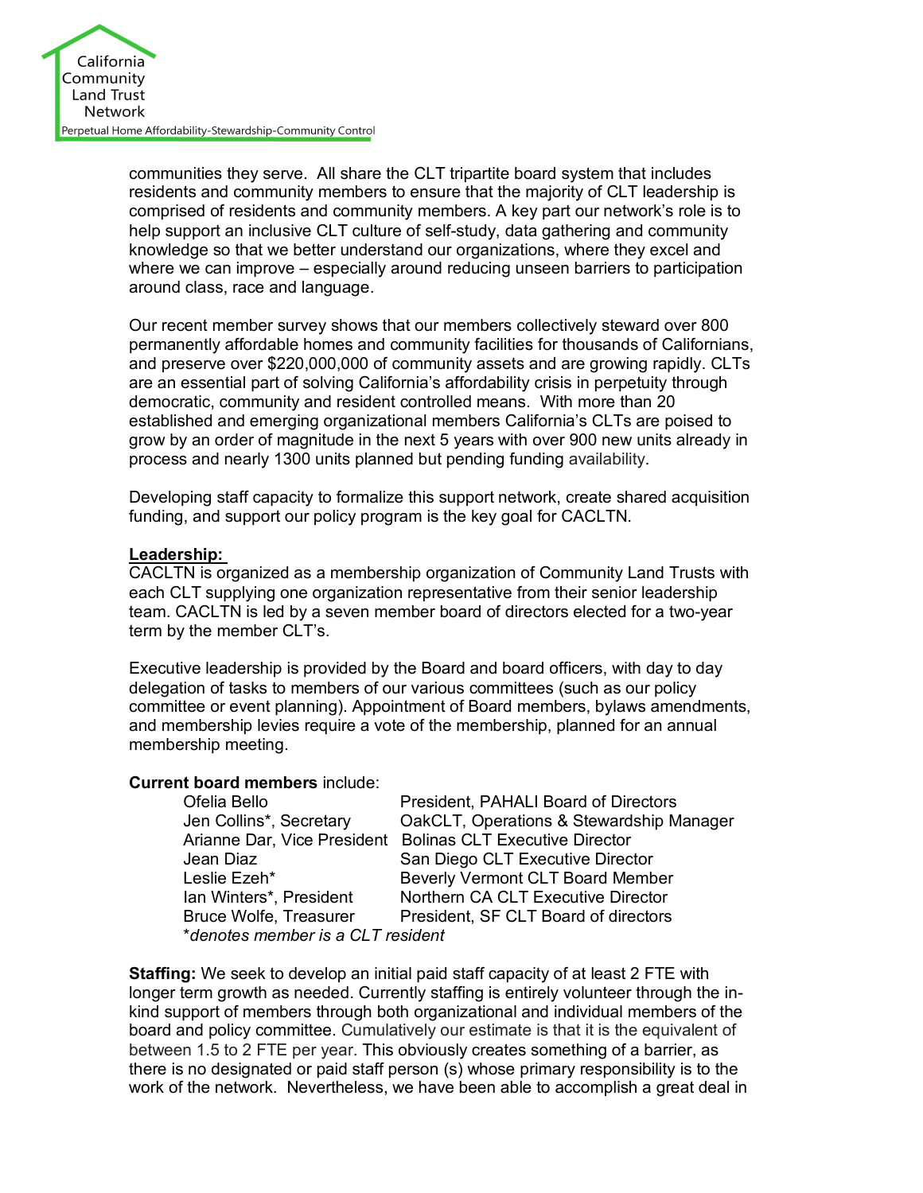communities they serve. All share the CLT tripartite board system that includes residents and community members to ensure that the majority of CLT leadership is comprised of residents and community members. A key part our network's role is to help support an inclusive CLT culture of self-study, data gathering and community knowledge so that we better understand our organizations, where they excel and where we can improve – especially around reducing unseen barriers to participation around class, race and language.

Our recent member survey shows that our members collectively steward over 800 permanently affordable homes and community facilities for thousands of Californians, and preserve over $220,000,000 of community assets and are growing rapidly. CLTs are an essential part of solving California's affordability crisis in perpetuity through democratic, community and resident controlled means. With more than 20 established and emerging organizational members California's CLTs are poised to grow by an order of magnitude in the next 5 years with over 900 new units already in process and nearly 1300 units planned but pending funding availability.

Developing staff capacity to formalize this support network, create shared acquisition funding, and support our policy program is the key goal for CACLTN.

**Leadership:**

CACLTN is organized as a membership organization of Community Land Trusts with each CLT supplying one organization representative from their senior leadership team. CACLTN is led by a seven member board of directors elected for a two-year term by the member CLT's.

Executive leadership is provided by the Board and board officers, with day to day delegation of tasks to members of our various committees (such as our policy committee or event planning). Appointment of Board members, bylaws amendments, and membership levies require a vote of the membership, planned for an annual membership meeting.

**Current board members** include:

| | |
|---|---|
| Ofelia Bello | President, PAHALI Board of Directors |
| Jen Collins*, Secretary | OakCLT, Operations & Stewardship Manager |
| Arianne Dar, Vice President | Bolinas CLT Executive Director |
| Jean Diaz | San Diego CLT Executive Director |
| Leslie Ezeh* | Beverly Vermont CLT Board Member |
| Ian Winters*, President | Northern CA CLT Executive Director |
| Bruce Wolfe, Treasurer | President, SF CLT Board of directors |

*\*denotes member is a CLT resident*

**Staffing:** We seek to develop an initial paid staff capacity of at least 2 FTE with longer term growth as needed. Currently staffing is entirely volunteer through the in-kind support of members through both organizational and individual members of the board and policy committee. Cumulatively our estimate is that it is the equivalent of between 1.5 to 2 FTE per year. This obviously creates something of a barrier, as there is no designated or paid staff person (s) whose primary responsibility is to the work of the network. Nevertheless, we have been able to accomplish a great deal in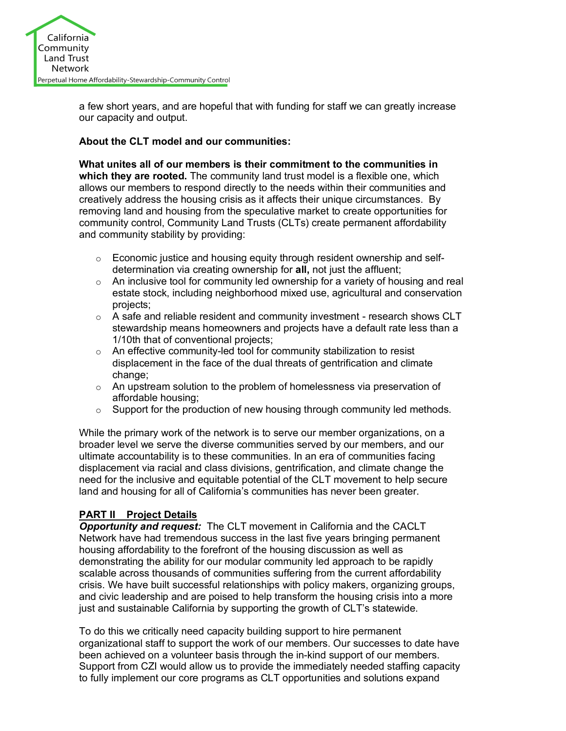a few short years, and are hopeful that with funding for staff we can greatly increase our capacity and output.

**About the CLT model and our communities:**

**What unites all of our members is their commitment to the communities in which they are rooted.** The community land trust model is a flexible one, which allows our members to respond directly to the needs within their communities and creatively address the housing crisis as it affects their unique circumstances. By removing land and housing from the speculative market to create opportunities for community control, Community Land Trusts (CLTs) create permanent affordability and community stability by providing:

- Economic justice and housing equity through resident ownership and self-determination via creating ownership for **all,** not just the affluent;
- An inclusive tool for community led ownership for a variety of housing and real estate stock, including neighborhood mixed use, agricultural and conservation projects;
- A safe and reliable resident and community investment - research shows CLT stewardship means homeowners and projects have a default rate less than a 1/10th that of conventional projects;
- An effective community-led tool for community stabilization to resist displacement in the face of the dual threats of gentrification and climate change;
- An upstream solution to the problem of homelessness via preservation of affordable housing;
- Support for the production of new housing through community led methods.

While the primary work of the network is to serve our member organizations, on a broader level we serve the diverse communities served by our members, and our ultimate accountability is to these communities. In an era of communities facing displacement via racial and class divisions, gentrification, and climate change the need for the inclusive and equitable potential of the CLT movement to help secure land and housing for all of California's communities has never been greater.

## PART II Project Details

***Opportunity and request:*** The CLT movement in California and the CACLT Network have had tremendous success in the last five years bringing permanent housing affordability to the forefront of the housing discussion as well as demonstrating the ability for our modular community led approach to be rapidly scalable across thousands of communities suffering from the current affordability crisis. We have built successful relationships with policy makers, organizing groups, and civic leadership and are poised to help transform the housing crisis into a more just and sustainable California by supporting the growth of CLT's statewide.

To do this we critically need capacity building support to hire permanent organizational staff to support the work of our members. Our successes to date have been achieved on a volunteer basis through the in-kind support of our members. Support from CZI would allow us to provide the immediately needed staffing capacity to fully implement our core programs as CLT opportunities and solutions expand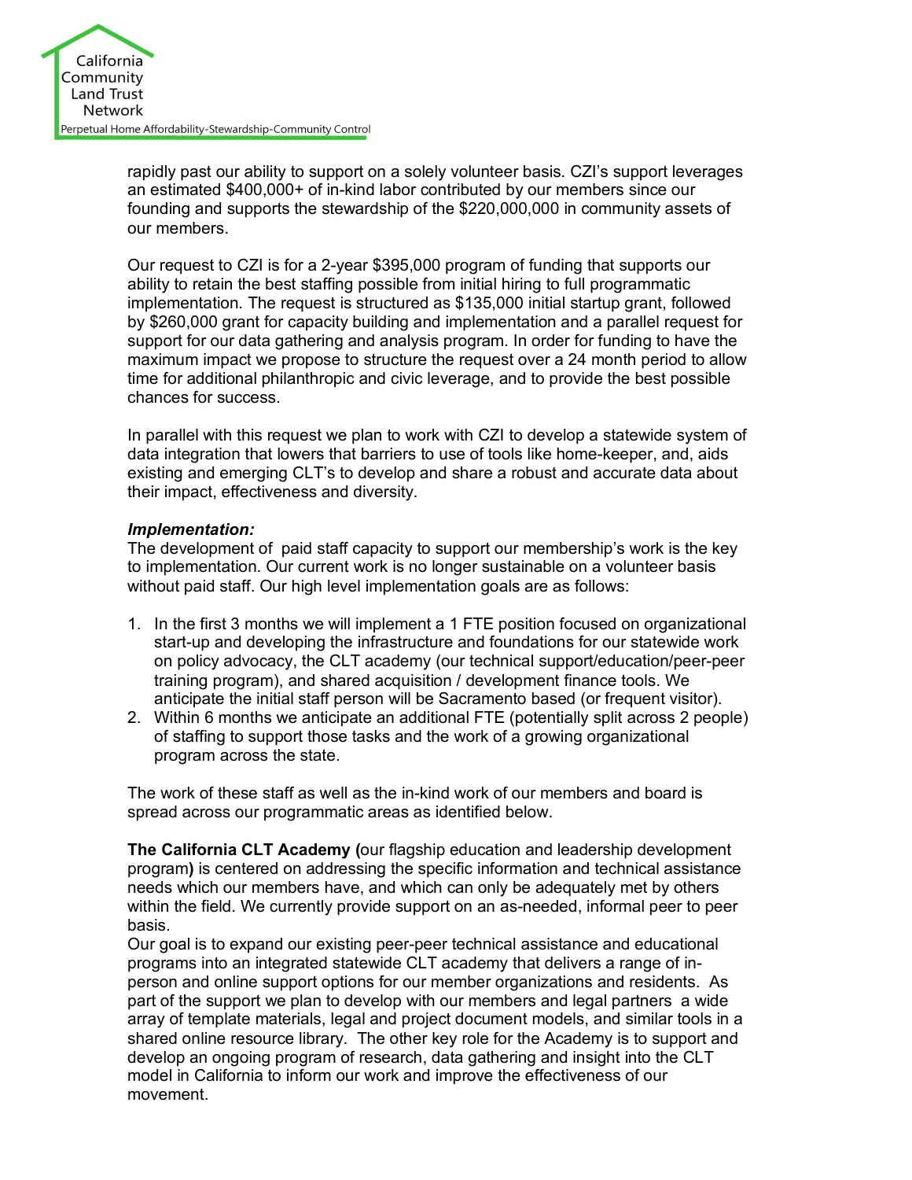rapidly past our ability to support on a solely volunteer basis. CZI's support leverages an estimated $400,000+ of in-kind labor contributed by our members since our founding and supports the stewardship of the $220,000,000 in community assets of our members.

Our request to CZI is for a 2-year $395,000 program of funding that supports our ability to retain the best staffing possible from initial hiring to full programmatic implementation. The request is structured as $135,000 initial startup grant, followed by $260,000 grant for capacity building and implementation and a parallel request for support for our data gathering and analysis program. In order for funding to have the maximum impact we propose to structure the request over a 24 month period to allow time for additional philanthropic and civic leverage, and to provide the best possible chances for success.

In parallel with this request we plan to work with CZI to develop a statewide system of data integration that lowers that barriers to use of tools like home-keeper, and, aids existing and emerging CLT's to develop and share a robust and accurate data about their impact, effectiveness and diversity.

***Implementation:***

The development of paid staff capacity to support our membership's work is the key to implementation. Our current work is no longer sustainable on a volunteer basis without paid staff. Our high level implementation goals are as follows:

1. In the first 3 months we will implement a 1 FTE position focused on organizational start-up and developing the infrastructure and foundations for our statewide work on policy advocacy, the CLT academy (our technical support/education/peer-peer training program), and shared acquisition / development finance tools. We anticipate the initial staff person will be Sacramento based (or frequent visitor).
2. Within 6 months we anticipate an additional FTE (potentially split across 2 people) of staffing to support those tasks and the work of a growing organizational program across the state.

The work of these staff as well as the in-kind work of our members and board is spread across our programmatic areas as identified below.

**The California CLT Academy (**our flagship education and leadership development program**)** is centered on addressing the specific information and technical assistance needs which our members have, and which can only be adequately met by others within the field. We currently provide support on an as-needed, informal peer to peer basis.

Our goal is to expand our existing peer-peer technical assistance and educational programs into an integrated statewide CLT academy that delivers a range of in-person and online support options for our member organizations and residents. As part of the support we plan to develop with our members and legal partners a wide array of template materials, legal and project document models, and similar tools in a shared online resource library. The other key role for the Academy is to support and develop an ongoing program of research, data gathering and insight into the CLT model in California to inform our work and improve the effectiveness of our movement.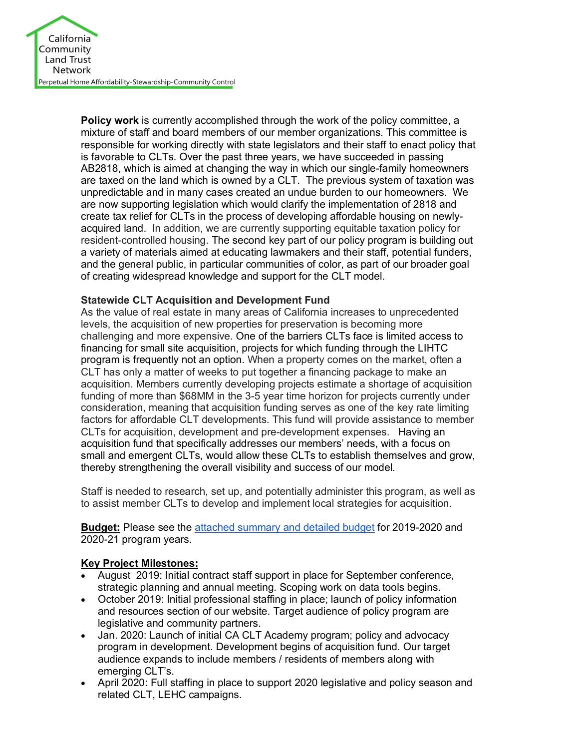California Community Land Trust Network

Perpetual Home Affordability-Stewardship-Community Control

**Policy work** is currently accomplished through the work of the policy committee, a mixture of staff and board members of our member organizations. This committee is responsible for working directly with state legislators and their staff to enact policy that is favorable to CLTs. Over the past three years, we have succeeded in passing AB2818, which is aimed at changing the way in which our single-family homeowners are taxed on the land which is owned by a CLT. The previous system of taxation was unpredictable and in many cases created an undue burden to our homeowners. We are now supporting legislation which would clarify the implementation of 2818 and create tax relief for CLTs in the process of developing affordable housing on newly-acquired land. In addition, we are currently supporting equitable taxation policy for resident-controlled housing. The second key part of our policy program is building out a variety of materials aimed at educating lawmakers and their staff, potential funders, and the general public, in particular communities of color, as part of our broader goal of creating widespread knowledge and support for the CLT model.

**Statewide CLT Acquisition and Development Fund**

As the value of real estate in many areas of California increases to unprecedented levels, the acquisition of new properties for preservation is becoming more challenging and more expensive. One of the barriers CLTs face is limited access to financing for small site acquisition, projects for which funding through the LIHTC program is frequently not an option. When a property comes on the market, often a CLT has only a matter of weeks to put together a financing package to make an acquisition. Members currently developing projects estimate a shortage of acquisition funding of more than $68MM in the 3-5 year time horizon for projects currently under consideration, meaning that acquisition funding serves as one of the key rate limiting factors for affordable CLT developments. This fund will provide assistance to member CLTs for acquisition, development and pre-development expenses. Having an acquisition fund that specifically addresses our members' needs, with a focus on small and emergent CLTs, would allow these CLTs to establish themselves and grow, thereby strengthening the overall visibility and success of our model.

Staff is needed to research, set up, and potentially administer this program, as well as to assist member CLTs to develop and implement local strategies for acquisition.

**Budget:** Please see the attached summary and detailed budget for 2019-2020 and 2020-21 program years.

**Key Project Milestones:**

- August 2019: Initial contract staff support in place for September conference, strategic planning and annual meeting. Scoping work on data tools begins.
- October 2019: Initial professional staffing in place; launch of policy information and resources section of our website. Target audience of policy program are legislative and community partners.
- Jan. 2020: Launch of initial CA CLT Academy program; policy and advocacy program in development. Development begins of acquisition fund. Our target audience expands to include members / residents of members along with emerging CLT's.
- April 2020: Full staffing in place to support 2020 legislative and policy season and related CLT, LEHC campaigns.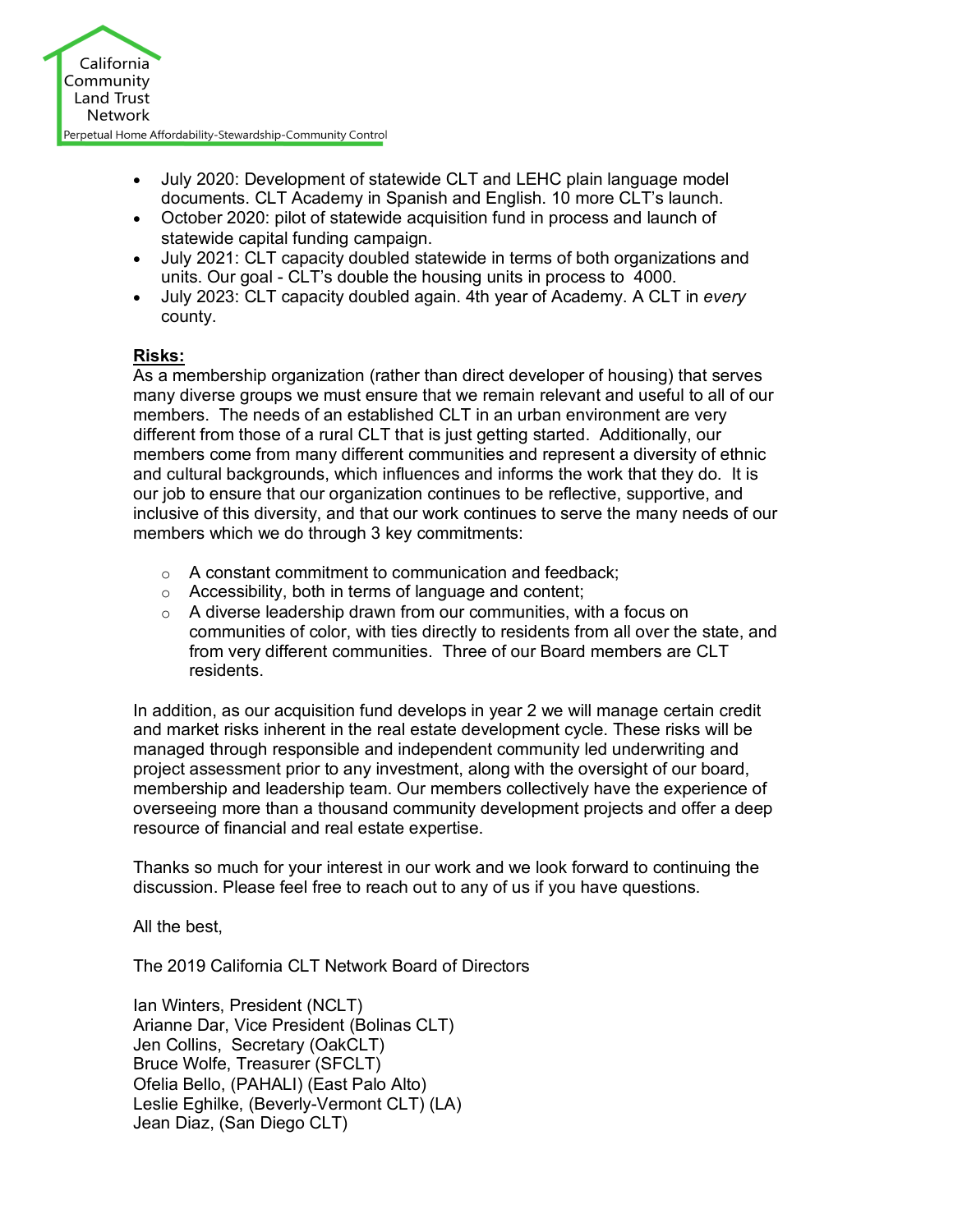California Community Land Trust Network
Perpetual Home Affordability-Stewardship-Community Control

- July 2020: Development of statewide CLT and LEHC plain language model documents. CLT Academy in Spanish and English. 10 more CLT's launch.
- October 2020: pilot of statewide acquisition fund in process and launch of statewide capital funding campaign.
- July 2021: CLT capacity doubled statewide in terms of both organizations and units. Our goal - CLT's double the housing units in process to 4000.
- July 2023: CLT capacity doubled again. 4th year of Academy. A CLT in *every* county.

**Risks:**

As a membership organization (rather than direct developer of housing) that serves many diverse groups we must ensure that we remain relevant and useful to all of our members. The needs of an established CLT in an urban environment are very different from those of a rural CLT that is just getting started. Additionally, our members come from many different communities and represent a diversity of ethnic and cultural backgrounds, which influences and informs the work that they do. It is our job to ensure that our organization continues to be reflective, supportive, and inclusive of this diversity, and that our work continues to serve the many needs of our members which we do through 3 key commitments:

- A constant commitment to communication and feedback;
- Accessibility, both in terms of language and content;
- A diverse leadership drawn from our communities, with a focus on communities of color, with ties directly to residents from all over the state, and from very different communities. Three of our Board members are CLT residents.

In addition, as our acquisition fund develops in year 2 we will manage certain credit and market risks inherent in the real estate development cycle. These risks will be managed through responsible and independent community led underwriting and project assessment prior to any investment, along with the oversight of our board, membership and leadership team. Our members collectively have the experience of overseeing more than a thousand community development projects and offer a deep resource of financial and real estate expertise.

Thanks so much for your interest in our work and we look forward to continuing the discussion. Please feel free to reach out to any of us if you have questions.

All the best,

The 2019 California CLT Network Board of Directors

Ian Winters, President (NCLT)
Arianne Dar, Vice President (Bolinas CLT)
Jen Collins, Secretary (OakCLT)
Bruce Wolfe, Treasurer (SFCLT)
Ofelia Bello, (PAHALI) (East Palo Alto)
Leslie Eghilke, (Beverly-Vermont CLT) (LA)
Jean Diaz, (San Diego CLT)